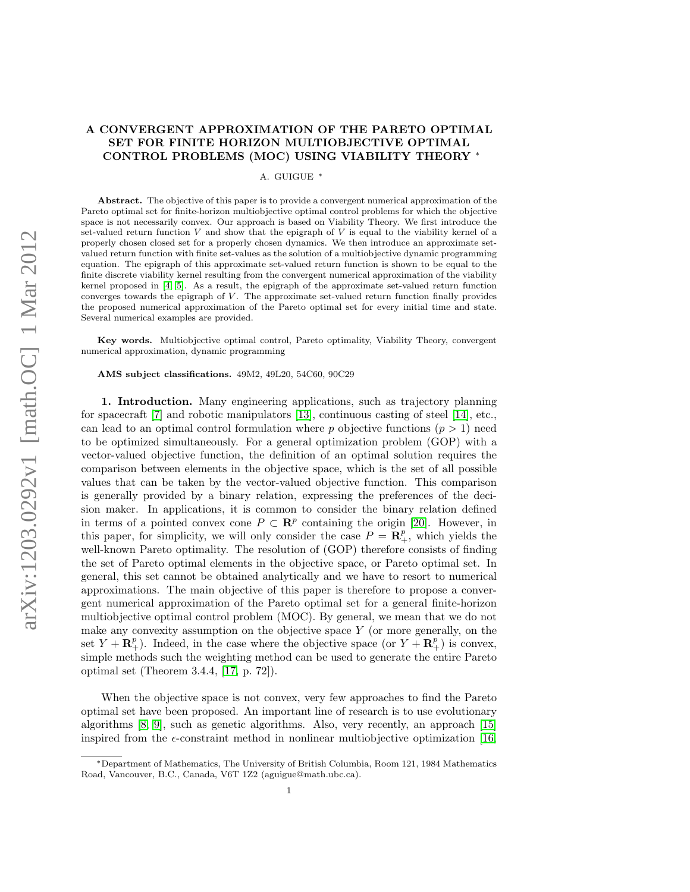# A CONVERGENT APPROXIMATION OF THE PARETO OPTIMAL SET FOR FINITE HORIZON MULTIOBJECTIVE OPTIMAL CONTROL PROBLEMS (MOC) USING VIABILITY THEORY *

A. GUIGUE *

**Abstract.** The objective of this paper is to provide a convergent numerical approximation of the Pareto optimal set for finite-horizon multiobjective optimal control problems for which the objective space is not necessarily convex. Our approach is based on Viability Theory. We first introduce the set-valued return function $V$ and show that the epigraph of $V$ is equal to the viability kernel of a properly chosen closed set for a properly chosen dynamics. We then introduce an approximate set-valued return function with finite set-values as the solution of a multiobjective dynamic programming equation. The epigraph of this approximate set-valued return function is shown to be equal to the finite discrete viability kernel resulting from the convergent numerical approximation of the viability kernel proposed in [4] [5]. As a result, the epigraph of the approximate set-valued return function converges towards the epigraph of $V$. The approximate set-valued return function finally provides the proposed numerical approximation of the Pareto optimal set for every initial time and state. Several numerical examples are provided.

**Key words.** Multiobjective optimal control, Pareto optimality, Viability Theory, convergent numerical approximation, dynamic programming

**AMS subject classifications.** 49M2, 49L20, 54C60, 90C29

**1. Introduction.** Many engineering applications, such as trajectory planning for spacecraft [7] and robotic manipulators [13], continuous casting of steel [14], etc., can lead to an optimal control formulation where $p$ objective functions ($p > 1$) need to be optimized simultaneously. For a general optimization problem (GOP) with a vector-valued objective function, the definition of an optimal solution requires the comparison between elements in the objective space, which is the set of all possible values that can be taken by the vector-valued objective function. This comparison is generally provided by a binary relation, expressing the preferences of the decision maker. In applications, it is common to consider the binary relation defined in terms of a pointed convex cone $P \subset \mathbf{R}^p$ containing the origin [20]. However, in this paper, for simplicity, we will only consider the case $P = \mathbf{R}^p_+$, which yields the well-known Pareto optimality. The resolution of (GOP) therefore consists of finding the set of Pareto optimal elements in the objective space, or Pareto optimal set. In general, this set cannot be obtained analytically and we have to resort to numerical approximations. The main objective of this paper is therefore to propose a convergent numerical approximation of the Pareto optimal set for a general finite-horizon multiobjective optimal control problem (MOC). By general, we mean that we do not make any convexity assumption on the objective space $Y$ (or more generally, on the set $Y + \mathbf{R}^p_+$). Indeed, in the case where the objective space (or $Y + \mathbf{R}^p_+$) is convex, simple methods such the weighting method can be used to generate the entire Pareto optimal set (Theorem 3.4.4, [17, p. 72]).

When the objective space is not convex, very few approaches to find the Pareto optimal set have been proposed. An important line of research is to use evolutionary algorithms [8] [9], such as genetic algorithms. Also, very recently, an approach [15] inspired from the $\epsilon$-constraint method in nonlinear multiobjective optimization [16]

*Department of Mathematics, The University of British Columbia, Room 121, 1984 Mathematics Road, Vancouver, B.C., Canada, V6T 1Z2 (aguigue@math.ubc.ca).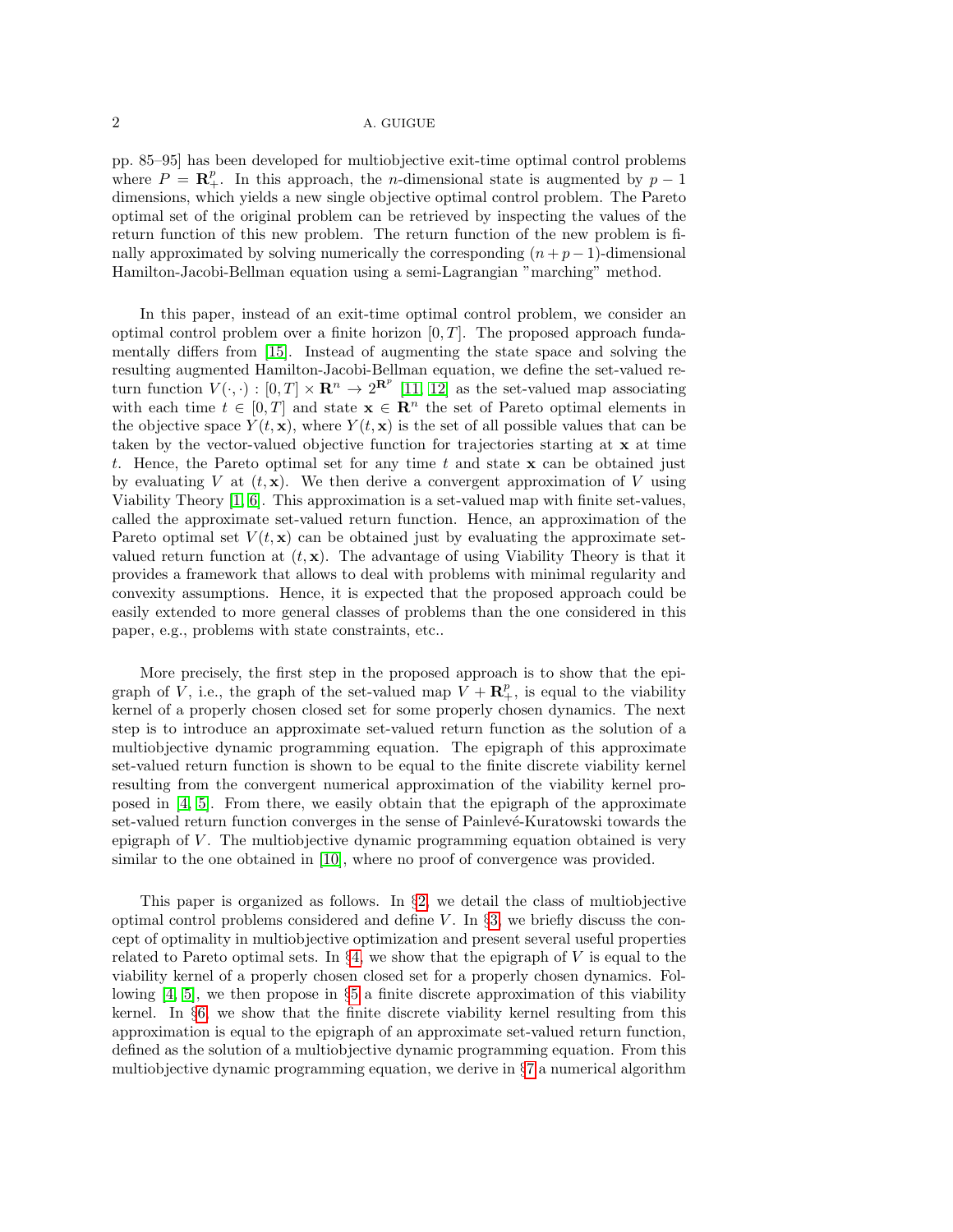pp. 85–95] has been developed for multiobjective exit-time optimal control problems where $P = \mathbf{R}^p_+$. In this approach, the $n$-dimensional state is augmented by $p-1$ dimensions, which yields a new single objective optimal control problem. The Pareto optimal set of the original problem can be retrieved by inspecting the values of the return function of this new problem. The return function of the new problem is finally approximated by solving numerically the corresponding $(n+p-1)$-dimensional Hamilton-Jacobi-Bellman equation using a semi-Lagrangian "marching" method.

In this paper, instead of an exit-time optimal control problem, we consider an optimal control problem over a finite horizon $[0,T]$. The proposed approach fundamentally differs from [15]. Instead of augmenting the state space and solving the resulting augmented Hamilton-Jacobi-Bellman equation, we define the set-valued return function $V(\cdot,\cdot) : [0,T] \times \mathbf{R}^n \to 2^{\mathbf{R}^p}$ [11, 12] as the set-valued map associating with each time $t \in [0,T]$ and state $\mathbf{x} \in \mathbf{R}^n$ the set of Pareto optimal elements in the objective space $Y(t,\mathbf{x})$, where $Y(t,\mathbf{x})$ is the set of all possible values that can be taken by the vector-valued objective function for trajectories starting at $\mathbf{x}$ at time $t$. Hence, the Pareto optimal set for any time $t$ and state $\mathbf{x}$ can be obtained just by evaluating $V$ at $(t,\mathbf{x})$. We then derive a convergent approximation of $V$ using Viability Theory [1, 6]. This approximation is a set-valued map with finite set-values, called the approximate set-valued return function. Hence, an approximation of the Pareto optimal set $V(t,\mathbf{x})$ can be obtained just by evaluating the approximate set-valued return function at $(t,\mathbf{x})$. The advantage of using Viability Theory is that it provides a framework that allows to deal with problems with minimal regularity and convexity assumptions. Hence, it is expected that the proposed approach could be easily extended to more general classes of problems than the one considered in this paper, e.g., problems with state constraints, etc..

More precisely, the first step in the proposed approach is to show that the epigraph of $V$, i.e., the graph of the set-valued map $V + \mathbf{R}^p_+$, is equal to the viability kernel of a properly chosen closed set for some properly chosen dynamics. The next step is to introduce an approximate set-valued return function as the solution of a multiobjective dynamic programming equation. The epigraph of this approximate set-valued return function is shown to be equal to the finite discrete viability kernel resulting from the convergent numerical approximation of the viability kernel proposed in [4, 5]. From there, we easily obtain that the epigraph of the approximate set-valued return function converges in the sense of Painlevé-Kuratowski towards the epigraph of $V$. The multiobjective dynamic programming equation obtained is very similar to the one obtained in [10], where no proof of convergence was provided.

This paper is organized as follows. In §2, we detail the class of multiobjective optimal control problems considered and define $V$. In §3, we briefly discuss the concept of optimality in multiobjective optimization and present several useful properties related to Pareto optimal sets. In §4, we show that the epigraph of $V$ is equal to the viability kernel of a properly chosen closed set for a properly chosen dynamics. Following [4, 5], we then propose in §5 a finite discrete approximation of this viability kernel. In §6, we show that the finite discrete viability kernel resulting from this approximation is equal to the epigraph of an approximate set-valued return function, defined as the solution of a multiobjective dynamic programming equation. From this multiobjective dynamic programming equation, we derive in §7 a numerical algorithm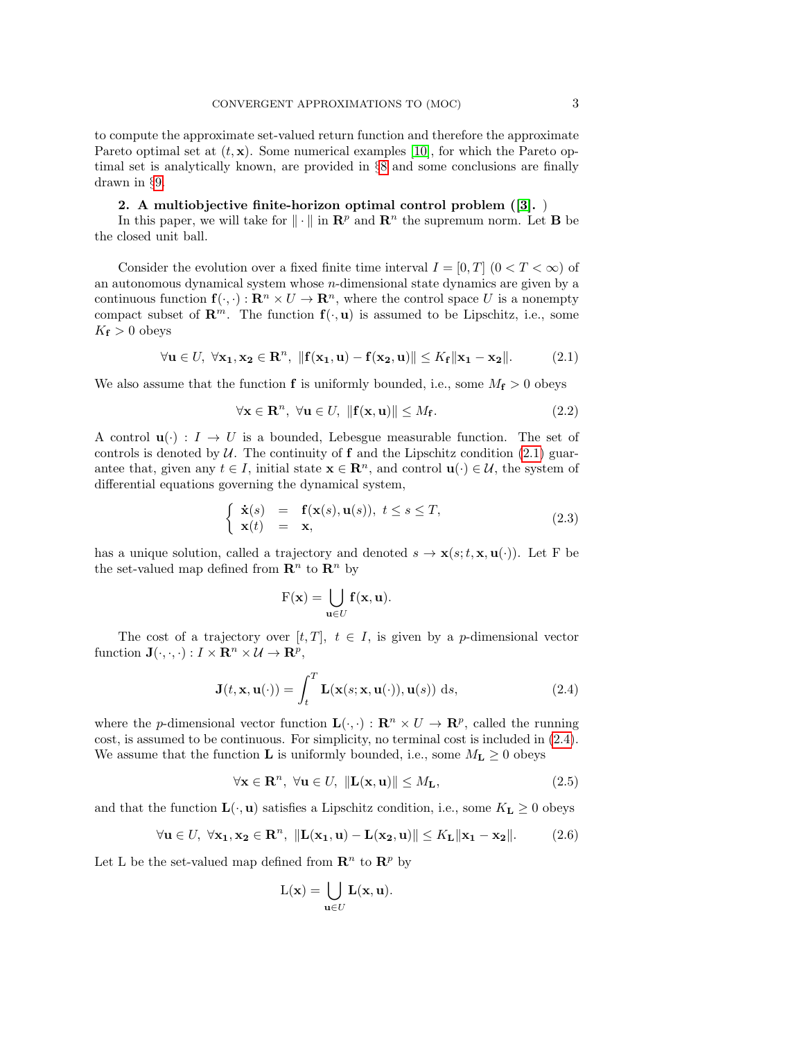to compute the approximate set-valued return function and therefore the approximate Pareto optimal set at $(t, \mathbf{x})$. Some numerical examples [10], for which the Pareto optimal set is analytically known, are provided in §8 and some conclusions are finally drawn in §9.

## 2. A multiobjective finite-horizon optimal control problem ([3]. )

In this paper, we will take for $\|\cdot\|$ in $\mathbf{R}^p$ and $\mathbf{R}^n$ the supremum norm. Let $\mathbf{B}$ be the closed unit ball.

Consider the evolution over a fixed finite time interval $I = [0, T]$ $(0 < T < \infty)$ of an autonomous dynamical system whose $n$-dimensional state dynamics are given by a continuous function $\mathbf{f}(\cdot, \cdot) : \mathbf{R}^n \times U \to \mathbf{R}^n$, where the control space $U$ is a nonempty compact subset of $\mathbf{R}^m$. The function $\mathbf{f}(\cdot, \mathbf{u})$ is assumed to be Lipschitz, i.e., some $K_{\mathbf{f}} > 0$ obeys

$$\forall \mathbf{u} \in U,\ \forall \mathbf{x_1}, \mathbf{x_2} \in \mathbf{R}^n,\ \|\mathbf{f}(\mathbf{x_1}, \mathbf{u}) - \mathbf{f}(\mathbf{x_2}, \mathbf{u})\| \le K_{\mathbf{f}} \|\mathbf{x_1} - \mathbf{x_2}\|. \tag{2.1}$$

We also assume that the function $\mathbf{f}$ is uniformly bounded, i.e., some $M_{\mathbf{f}} > 0$ obeys

$$\forall \mathbf{x} \in \mathbf{R}^n,\ \forall \mathbf{u} \in U,\ \|\mathbf{f}(\mathbf{x}, \mathbf{u})\| \le M_{\mathbf{f}}. \tag{2.2}$$

A control $\mathbf{u}(\cdot) : I \to U$ is a bounded, Lebesgue measurable function. The set of controls is denoted by $\mathcal{U}$. The continuity of $\mathbf{f}$ and the Lipschitz condition (2.1) guarantee that, given any $t \in I$, initial state $\mathbf{x} \in \mathbf{R}^n$, and control $\mathbf{u}(\cdot) \in \mathcal{U}$, the system of differential equations governing the dynamical system,

$$\left\{ \begin{array}{rcl} \dot{\mathbf{x}}(s) & = & \mathbf{f}(\mathbf{x}(s), \mathbf{u}(s)),\ t \le s \le T, \\ \mathbf{x}(t) & = & \mathbf{x}, \end{array} \right. \tag{2.3}$$

has a unique solution, called a trajectory and denoted $s \to \mathbf{x}(s; t, \mathbf{x}, \mathbf{u}(\cdot))$. Let F be the set-valued map defined from $\mathbf{R}^n$ to $\mathbf{R}^n$ by

$$\mathrm{F}(\mathbf{x}) = \bigcup_{\mathbf{u} \in U} \mathbf{f}(\mathbf{x}, \mathbf{u}).$$

The cost of a trajectory over $[t, T]$, $t \in I$, is given by a $p$-dimensional vector function $\mathbf{J}(\cdot, \cdot, \cdot) : I \times \mathbf{R}^n \times \mathcal{U} \to \mathbf{R}^p$,

$$\mathbf{J}(t, \mathbf{x}, \mathbf{u}(\cdot)) = \int_t^T \mathbf{L}(\mathbf{x}(s; \mathbf{x}, \mathbf{u}(\cdot)), \mathbf{u}(s))\ \mathrm{d}s, \tag{2.4}$$

where the $p$-dimensional vector function $\mathbf{L}(\cdot, \cdot) : \mathbf{R}^n \times U \to \mathbf{R}^p$, called the running cost, is assumed to be continuous. For simplicity, no terminal cost is included in (2.4). We assume that the function $\mathbf{L}$ is uniformly bounded, i.e., some $M_{\mathbf{L}} \ge 0$ obeys

$$\forall \mathbf{x} \in \mathbf{R}^n,\ \forall \mathbf{u} \in U,\ \|\mathbf{L}(\mathbf{x}, \mathbf{u})\| \le M_{\mathbf{L}}, \tag{2.5}$$

and that the function $\mathbf{L}(\cdot, \mathbf{u})$ satisfies a Lipschitz condition, i.e., some $K_{\mathbf{L}} \ge 0$ obeys

$$\forall \mathbf{u} \in U,\ \forall \mathbf{x_1}, \mathbf{x_2} \in \mathbf{R}^n,\ \|\mathbf{L}(\mathbf{x_1}, \mathbf{u}) - \mathbf{L}(\mathbf{x_2}, \mathbf{u})\| \le K_{\mathbf{L}} \|\mathbf{x_1} - \mathbf{x_2}\|. \tag{2.6}$$

Let L be the set-valued map defined from $\mathbf{R}^n$ to $\mathbf{R}^p$ by

$$\mathrm{L}(\mathbf{x}) = \bigcup_{\mathbf{u} \in U} \mathbf{L}(\mathbf{x}, \mathbf{u}).$$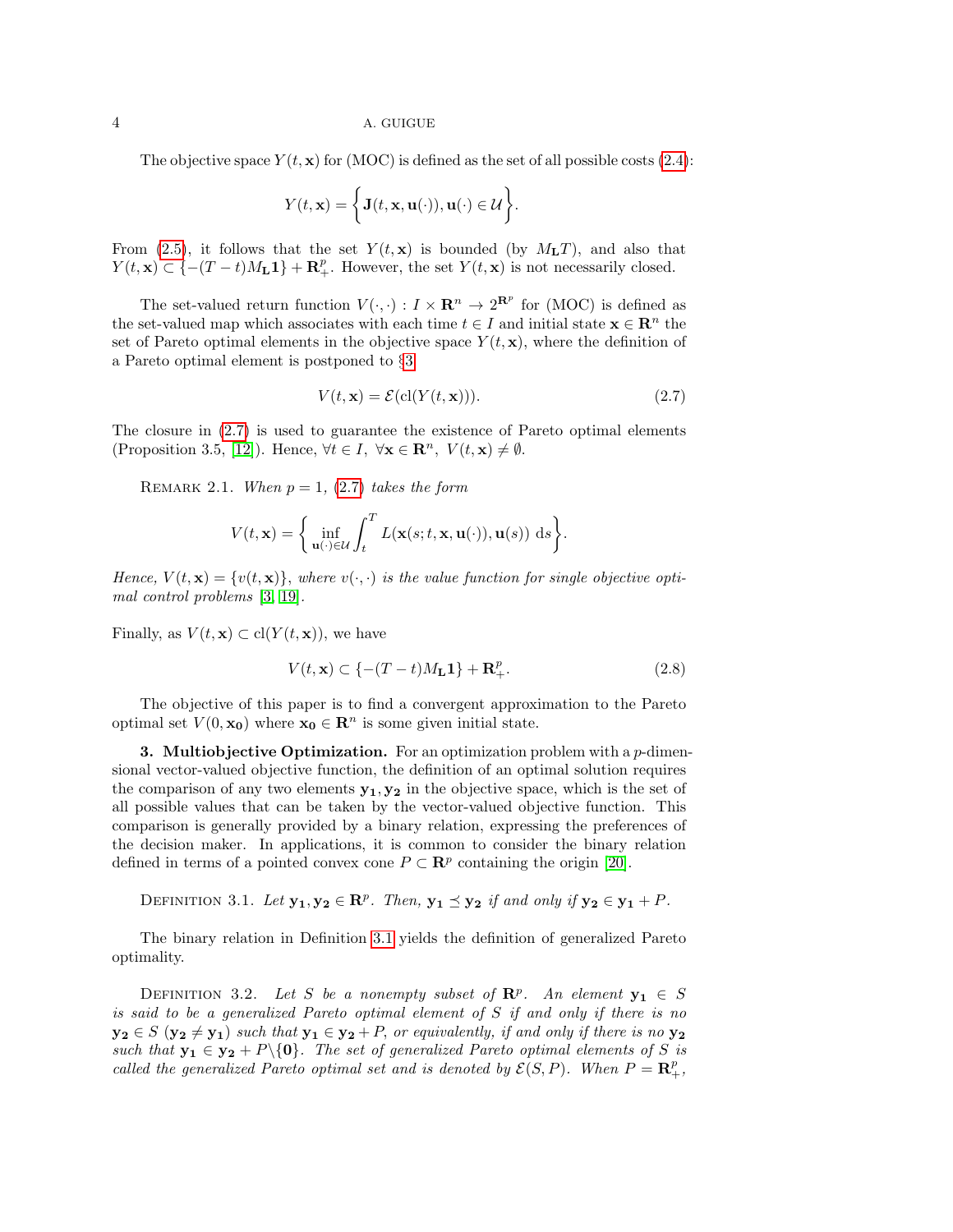The objective space $Y(t, \mathbf{x})$ for (MOC) is defined as the set of all possible costs (2.4):

$$Y(t, \mathbf{x}) = \bigg\{ \mathbf{J}(t, \mathbf{x}, \mathbf{u}(\cdot)), \mathbf{u}(\cdot) \in \mathcal{U} \bigg\}.$$

From (2.5), it follows that the set $Y(t, \mathbf{x})$ is bounded (by $M_{\mathbf{L}}T$), and also that $Y(t, \mathbf{x}) \subset \{-(T-t)M_{\mathbf{L}}\mathbf{1}\} + \mathbf{R}^p_+$. However, the set $Y(t, \mathbf{x})$ is not necessarily closed.

The set-valued return function $V(\cdot, \cdot) : I \times \mathbf{R}^n \to 2^{\mathbf{R}^p}$ for (MOC) is defined as the set-valued map which associates with each time $t \in I$ and initial state $\mathbf{x} \in \mathbf{R}^n$ the set of Pareto optimal elements in the objective space $Y(t, \mathbf{x})$, where the definition of a Pareto optimal element is postponed to §3

$$V(t, \mathbf{x}) = \mathcal{E}(\mathrm{cl}(Y(t, \mathbf{x}))). \tag{2.7}$$

The closure in (2.7) is used to guarantee the existence of Pareto optimal elements (Proposition 3.5, [12]). Hence, $\forall t \in I, \ \forall \mathbf{x} \in \mathbf{R}^n, \ V(t, \mathbf{x}) \neq \emptyset$.

Remark 2.1. *When $p = 1$, (2.7) takes the form*

$$V(t, \mathbf{x}) = \bigg\{ \inf_{\mathbf{u}(\cdot) \in \mathcal{U}} \int_t^T L(\mathbf{x}(s; t, \mathbf{x}, \mathbf{u}(\cdot)), \mathbf{u}(s)) \ \mathrm{d}s \bigg\}.$$

*Hence, $V(t, \mathbf{x}) = \{v(t, \mathbf{x})\}$, where $v(\cdot, \cdot)$ is the value function for single objective optimal control problems [3, 19].*

Finally, as $V(t, \mathbf{x}) \subset \mathrm{cl}(Y(t, \mathbf{x}))$, we have

$$V(t, \mathbf{x}) \subset \{-(T-t)M_{\mathbf{L}}\mathbf{1}\} + \mathbf{R}^p_+. \tag{2.8}$$

The objective of this paper is to find a convergent approximation to the Pareto optimal set $V(0, \mathbf{x_0})$ where $\mathbf{x_0} \in \mathbf{R}^n$ is some given initial state.

**3. Multiobjective Optimization.** For an optimization problem with a $p$-dimensional vector-valued objective function, the definition of an optimal solution requires the comparison of any two elements $\mathbf{y_1}, \mathbf{y_2}$ in the objective space, which is the set of all possible values that can be taken by the vector-valued objective function. This comparison is generally provided by a binary relation, expressing the preferences of the decision maker. In applications, it is common to consider the binary relation defined in terms of a pointed convex cone $P \subset \mathbf{R}^p$ containing the origin [20].

Definition 3.1. *Let $\mathbf{y_1}, \mathbf{y_2} \in \mathbf{R}^p$. Then, $\mathbf{y_1} \preceq \mathbf{y_2}$ if and only if $\mathbf{y_2} \in \mathbf{y_1} + P$.*

The binary relation in Definition 3.1 yields the definition of generalized Pareto optimality.

Definition 3.2. *Let $S$ be a nonempty subset of $\mathbf{R}^p$. An element $\mathbf{y_1} \in S$ is said to be a generalized Pareto optimal element of $S$ if and only if there is no $\mathbf{y_2} \in S$ ($\mathbf{y_2} \neq \mathbf{y_1}$) such that $\mathbf{y_1} \in \mathbf{y_2} + P$, or equivalently, if and only if there is no $\mathbf{y_2}$ such that $\mathbf{y_1} \in \mathbf{y_2} + P \backslash \{\mathbf{0}\}$. The set of generalized Pareto optimal elements of $S$ is called the generalized Pareto optimal set and is denoted by $\mathcal{E}(S, P)$. When $P = \mathbf{R}^p_+$,*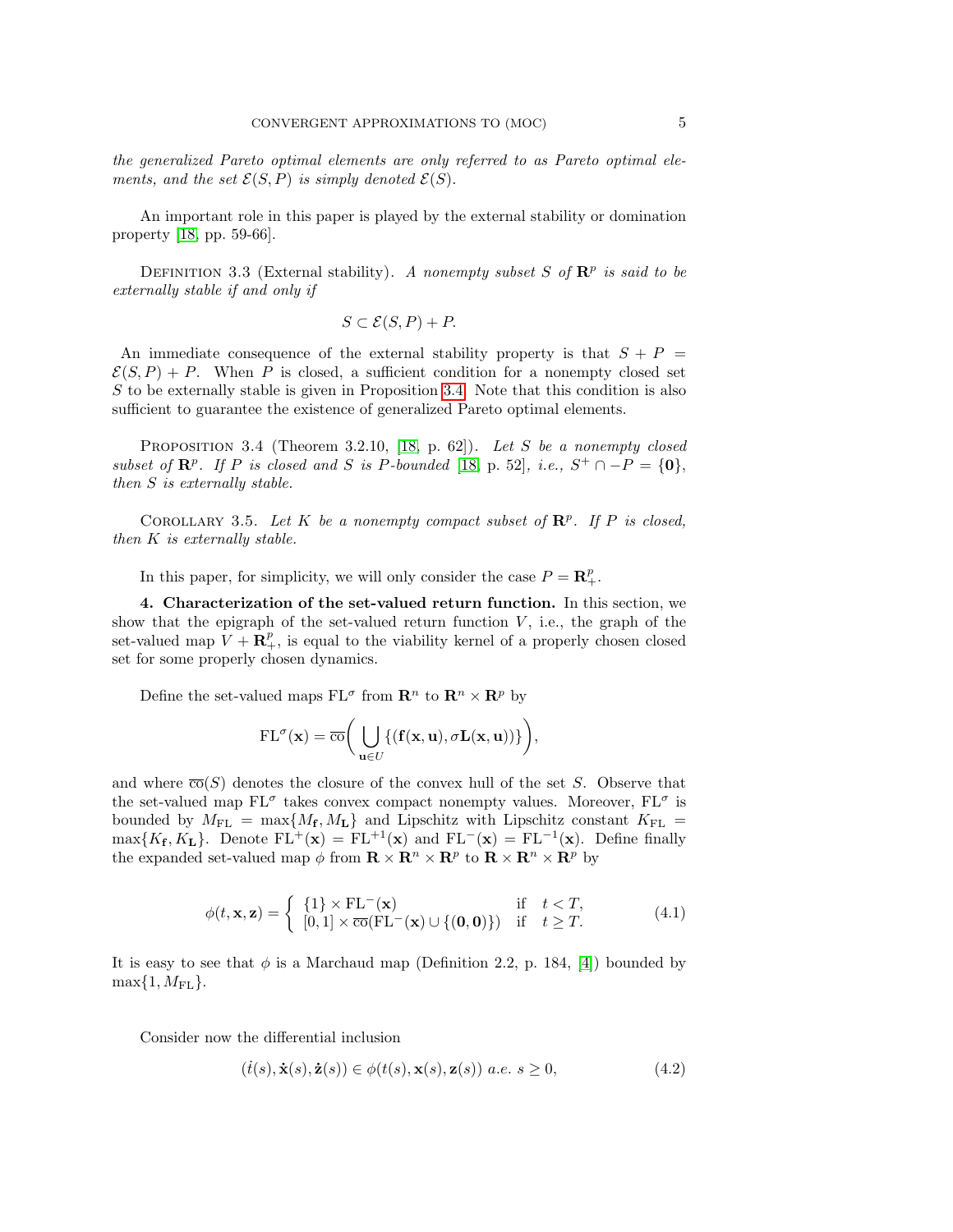*the generalized Pareto optimal elements are only referred to as Pareto optimal elements, and the set $\mathcal{E}(S, P)$ is simply denoted $\mathcal{E}(S)$.*

An important role in this paper is played by the external stability or domination property [18, pp. 59-66].

Definition 3.3 (External stability). *A nonempty subset $S$ of $\mathbf{R}^p$ is said to be externally stable if and only if*

$$S \subset \mathcal{E}(S, P) + P.$$

An immediate consequence of the external stability property is that $S + P = \mathcal{E}(S, P) + P$. When $P$ is closed, a sufficient condition for a nonempty closed set $S$ to be externally stable is given in Proposition 3.4. Note that this condition is also sufficient to guarantee the existence of generalized Pareto optimal elements.

Proposition 3.4 (Theorem 3.2.10, [18, p. 62]). *Let $S$ be a nonempty closed subset of $\mathbf{R}^p$. If $P$ is closed and $S$ is $P$-bounded [18, p. 52], i.e., $S^+ \cap -P = \{\mathbf{0}\}$, then $S$ is externally stable.*

Corollary 3.5. *Let $K$ be a nonempty compact subset of $\mathbf{R}^p$. If $P$ is closed, then $K$ is externally stable.*

In this paper, for simplicity, we will only consider the case $P = \mathbf{R}^p_+$.

**4. Characterization of the set-valued return function.** In this section, we show that the epigraph of the set-valued return function $V$, i.e., the graph of the set-valued map $V + \mathbf{R}^p_+$, is equal to the viability kernel of a properly chosen closed set for some properly chosen dynamics.

Define the set-valued maps $\mathrm{FL}^\sigma$ from $\mathbf{R}^n$ to $\mathbf{R}^n \times \mathbf{R}^p$ by

$$\mathrm{FL}^\sigma(\mathbf{x}) = \overline{\mathrm{co}}\bigg( \bigcup_{\mathbf{u} \in U} \{(\mathbf{f}(\mathbf{x}, \mathbf{u}), \sigma \mathbf{L}(\mathbf{x}, \mathbf{u}))\} \bigg),$$

and where $\overline{\mathrm{co}}(S)$ denotes the closure of the convex hull of the set $S$. Observe that the set-valued map $\mathrm{FL}^\sigma$ takes convex compact nonempty values. Moreover, $\mathrm{FL}^\sigma$ is bounded by $M_{\mathrm{FL}} = \max\{M_{\mathbf{f}}, M_{\mathbf{L}}\}$ and Lipschitz with Lipschitz constant $K_{\mathrm{FL}} = \max\{K_{\mathbf{f}}, K_{\mathbf{L}}\}$. Denote $\mathrm{FL}^+(\mathbf{x}) = \mathrm{FL}^{+1}(\mathbf{x})$ and $\mathrm{FL}^-(\mathbf{x}) = \mathrm{FL}^{-1}(\mathbf{x})$. Define finally the expanded set-valued map $\phi$ from $\mathbf{R} \times \mathbf{R}^n \times \mathbf{R}^p$ to $\mathbf{R} \times \mathbf{R}^n \times \mathbf{R}^p$ by

$$\phi(t, \mathbf{x}, \mathbf{z}) = \begin{cases} \{1\} \times \mathrm{FL}^-(\mathbf{x}) & \text{if} \quad t < T, \\ [0, 1] \times \overline{\mathrm{co}}(\mathrm{FL}^-(\mathbf{x}) \cup \{(\mathbf{0}, \mathbf{0})\}) & \text{if} \quad t \geq T. \end{cases} \tag{4.1}$$

It is easy to see that $\phi$ is a Marchaud map (Definition 2.2, p. 184, [4]) bounded by $\max\{1, M_{\mathrm{FL}}\}$.

Consider now the differential inclusion

$$(\dot{t}(s), \dot{\mathbf{x}}(s), \dot{\mathbf{z}}(s)) \in \phi(t(s), \mathbf{x}(s), \mathbf{z}(s)) \text{ } a.e. \text{ } s \geq 0, \tag{4.2}$$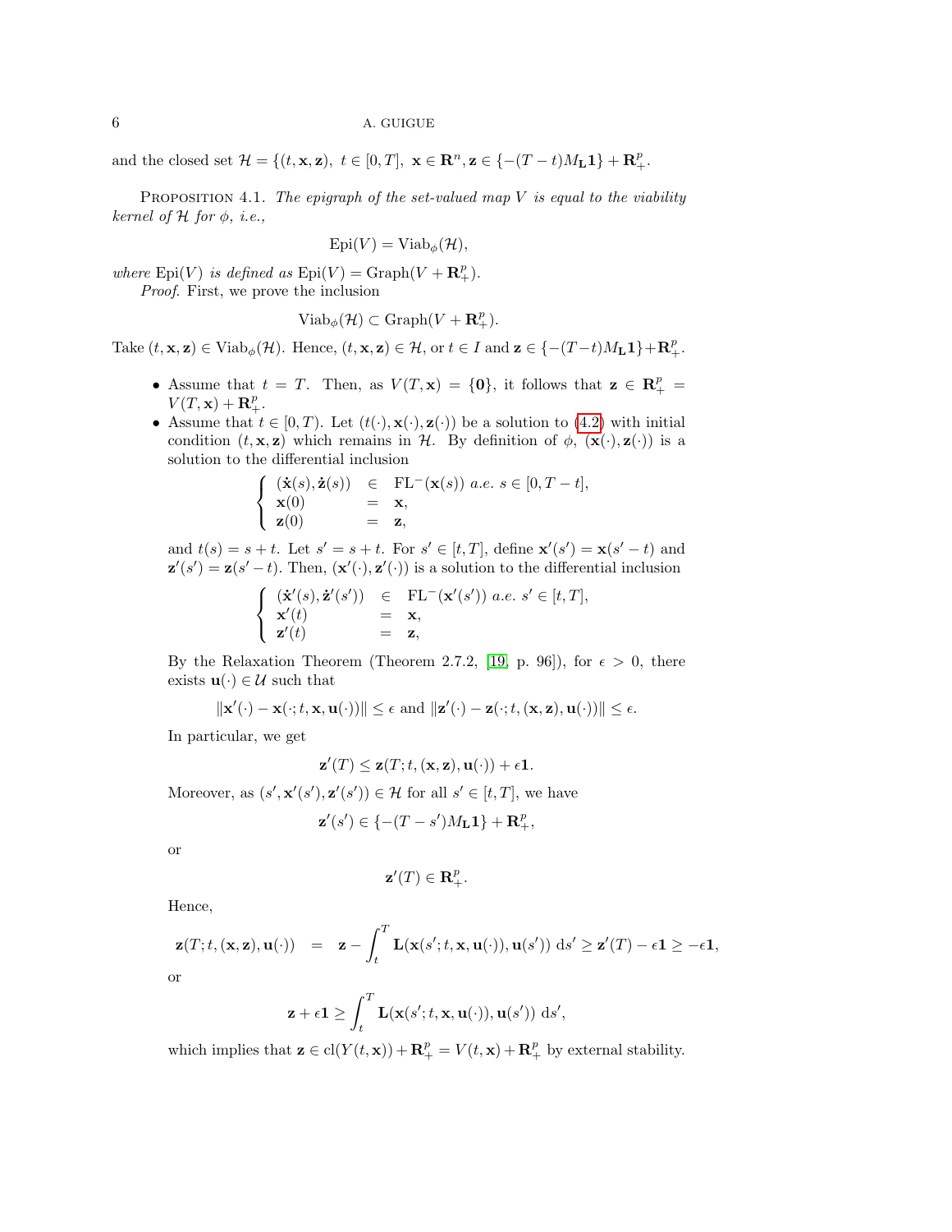and the closed set $\mathcal{H} = \{(t, \mathbf{x}, \mathbf{z}),\ t \in [0, T],\ \mathbf{x} \in \mathbf{R}^n, \mathbf{z} \in \{-(T-t)M_{\mathbf{L}}\mathbf{1}\} + \mathbf{R}^p_+$.

Proposition 4.1. *The epigraph of the set-valued map $V$ is equal to the viability kernel of $\mathcal{H}$ for $\phi$, i.e.,*

$$\mathrm{Epi}(V) = \mathrm{Viab}_\phi(\mathcal{H}),$$

*where* $\mathrm{Epi}(V)$ *is defined as* $\mathrm{Epi}(V) = \mathrm{Graph}(V + \mathbf{R}^p_+)$.

*Proof.* First, we prove the inclusion

$$\mathrm{Viab}_\phi(\mathcal{H}) \subset \mathrm{Graph}(V + \mathbf{R}^p_+).$$

Take $(t, \mathbf{x}, \mathbf{z}) \in \mathrm{Viab}_\phi(\mathcal{H})$. Hence, $(t, \mathbf{x}, \mathbf{z}) \in \mathcal{H}$, or $t \in I$ and $\mathbf{z} \in \{-(T-t)M_{\mathbf{L}}\mathbf{1}\} + \mathbf{R}^p_+$.

- Assume that $t = T$. Then, as $V(T, \mathbf{x}) = \{\mathbf{0}\}$, it follows that $\mathbf{z} \in \mathbf{R}^p_+ = V(T, \mathbf{x}) + \mathbf{R}^p_+$.
- Assume that $t \in [0, T)$. Let $(t(\cdot), \mathbf{x}(\cdot), \mathbf{z}(\cdot))$ be a solution to (4.2) with initial condition $(t, \mathbf{x}, \mathbf{z})$ which remains in $\mathcal{H}$. By definition of $\phi$, $(\mathbf{x}(\cdot), \mathbf{z}(\cdot))$ is a solution to the differential inclusion

$$\begin{cases} (\dot{\mathbf{x}}(s), \dot{\mathbf{z}}(s)) & \in & \mathrm{FL}^-(\mathbf{x}(s)) \ \textit{a.e.}\ s \in [0, T-t], \\ \mathbf{x}(0) & = & \mathbf{x}, \\ \mathbf{z}(0) & = & \mathbf{z}, \end{cases}$$

and $t(s) = s + t$. Let $s' = s + t$. For $s' \in [t, T]$, define $\mathbf{x}'(s') = \mathbf{x}(s' - t)$ and $\mathbf{z}'(s') = \mathbf{z}(s' - t)$. Then, $(\mathbf{x}'(\cdot), \mathbf{z}'(\cdot))$ is a solution to the differential inclusion

$$\begin{cases} (\dot{\mathbf{x}}'(s), \dot{\mathbf{z}}'(s')) & \in & \mathrm{FL}^-(\mathbf{x}'(s')) \ \textit{a.e.}\ s' \in [t, T], \\ \mathbf{x}'(t) & = & \mathbf{x}, \\ \mathbf{z}'(t) & = & \mathbf{z}, \end{cases}$$

By the Relaxation Theorem (Theorem 2.7.2, [19, p. 96]), for $\epsilon > 0$, there exists $\mathbf{u}(\cdot) \in \mathcal{U}$ such that

$$\|\mathbf{x}'(\cdot) - \mathbf{x}(\cdot; t, \mathbf{x}, \mathbf{u}(\cdot))\| \leq \epsilon \text{ and } \|\mathbf{z}'(\cdot) - \mathbf{z}(\cdot; t, (\mathbf{x}, \mathbf{z}), \mathbf{u}(\cdot))\| \leq \epsilon.$$

In particular, we get

$$\mathbf{z}'(T) \leq \mathbf{z}(T; t, (\mathbf{x}, \mathbf{z}), \mathbf{u}(\cdot)) + \epsilon\mathbf{1}.$$

Moreover, as $(s', \mathbf{x}'(s'), \mathbf{z}'(s')) \in \mathcal{H}$ for all $s' \in [t, T]$, we have

$$\mathbf{z}'(s') \in \{-(T - s')M_{\mathbf{L}}\mathbf{1}\} + \mathbf{R}^p_+,$$

or

$$\mathbf{z}'(T) \in \mathbf{R}^p_+.$$

Hence,

$$\mathbf{z}(T; t, (\mathbf{x}, \mathbf{z}), \mathbf{u}(\cdot)) \quad = \quad \mathbf{z} - \int_t^T \mathbf{L}(\mathbf{x}(s'; t, \mathbf{x}, \mathbf{u}(\cdot)), \mathbf{u}(s'))\ \mathrm{d}s' \geq \mathbf{z}'(T) - \epsilon\mathbf{1} \geq -\epsilon\mathbf{1},$$

or

$$\mathbf{z} + \epsilon\mathbf{1} \geq \int_t^T \mathbf{L}(\mathbf{x}(s'; t, \mathbf{x}, \mathbf{u}(\cdot)), \mathbf{u}(s'))\ \mathrm{d}s',$$

which implies that $\mathbf{z} \in \mathrm{cl}(Y(t, \mathbf{x})) + \mathbf{R}^p_+ = V(t, \mathbf{x}) + \mathbf{R}^p_+$ by external stability.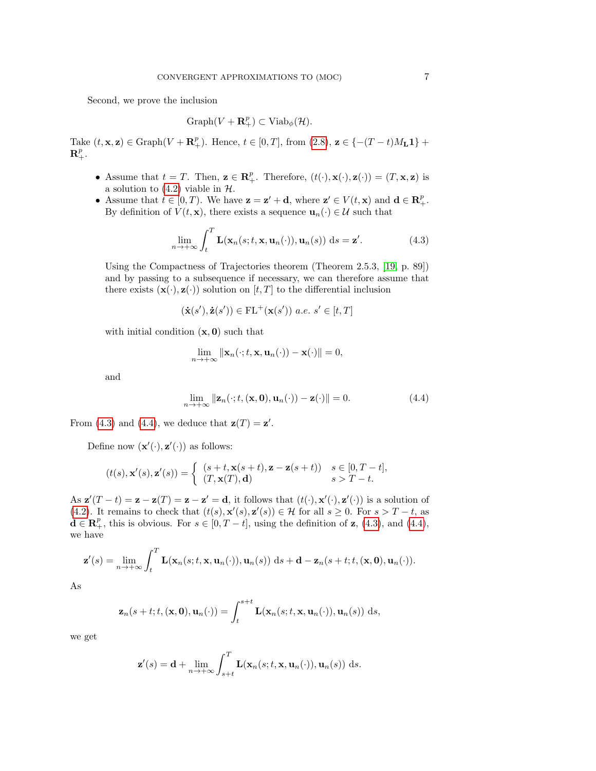Second, we prove the inclusion

$$\mathrm{Graph}(V + \mathbf{R}^p_+) \subset \mathrm{Viab}_\phi(\mathcal{H}).$$

Take $(t, \mathbf{x}, \mathbf{z}) \in \mathrm{Graph}(V + \mathbf{R}^p_+)$. Hence, $t \in [0, T]$, from (2.8), $\mathbf{z} \in \{-(T-t)M_{\mathbf{L}}\mathbf{1}\} + \mathbf{R}^p_+$.

- Assume that $t = T$. Then, $\mathbf{z} \in \mathbf{R}^p_+$. Therefore, $(t(\cdot), \mathbf{x}(\cdot), \mathbf{z}(\cdot)) = (T, \mathbf{x}, \mathbf{z})$ is a solution to (4.2) viable in $\mathcal{H}$.
- Assume that $t \in [0, T)$. We have $\mathbf{z} = \mathbf{z}' + \mathbf{d}$, where $\mathbf{z}' \in V(t, \mathbf{x})$ and $\mathbf{d} \in \mathbf{R}^p_+$. By definition of $V(t, \mathbf{x})$, there exists a sequence $\mathbf{u}_n(\cdot) \in \mathcal{U}$ such that

$$\lim_{n \to +\infty} \int_t^T \mathbf{L}(\mathbf{x}_n(s; t, \mathbf{x}, \mathbf{u}_n(\cdot)), \mathbf{u}_n(s))\ \mathrm{d}s = \mathbf{z}'. \tag{4.3}$$

Using the Compactness of Trajectories theorem (Theorem 2.5.3, [19, p. 89]) and by passing to a subsequence if necessary, we can therefore assume that there exists $(\mathbf{x}(\cdot), \mathbf{z}(\cdot))$ solution on $[t, T]$ to the differential inclusion

$$(\dot{\mathbf{x}}(s'), \dot{\mathbf{z}}(s')) \in \mathrm{FL}^+(\mathbf{x}(s'))\ a.e.\ s' \in [t, T]$$

with initial condition $(\mathbf{x}, \mathbf{0})$ such that

$$\lim_{n \to +\infty} \|\mathbf{x}_n(\cdot; t, \mathbf{x}, \mathbf{u}_n(\cdot)) - \mathbf{x}(\cdot)\| = 0,$$

and

$$\lim_{n \to +\infty} \|\mathbf{z}_n(\cdot; t, (\mathbf{x}, \mathbf{0}), \mathbf{u}_n(\cdot)) - \mathbf{z}(\cdot)\| = 0. \tag{4.4}$$

From (4.3) and (4.4), we deduce that $\mathbf{z}(T) = \mathbf{z}'$.

Define now $(\mathbf{x}'(\cdot), \mathbf{z}'(\cdot))$ as follows:

$$(t(s), \mathbf{x}'(s), \mathbf{z}'(s)) = \begin{cases} (s+t, \mathbf{x}(s+t), \mathbf{z} - \mathbf{z}(s+t)) & s \in [0, T-t], \\ (T, \mathbf{x}(T), \mathbf{d}) & s > T-t. \end{cases}$$

As $\mathbf{z}'(T-t) = \mathbf{z} - \mathbf{z}(T) = \mathbf{z} - \mathbf{z}' = \mathbf{d}$, it follows that $(t(\cdot), \mathbf{x}'(\cdot), \mathbf{z}'(\cdot))$ is a solution of (4.2). It remains to check that $(t(s), \mathbf{x}'(s), \mathbf{z}'(s)) \in \mathcal{H}$ for all $s \geq 0$. For $s > T-t$, as $\mathbf{d} \in \mathbf{R}^p_+$, this is obvious. For $s \in [0, T-t]$, using the definition of $\mathbf{z}$, (4.3), and (4.4), we have

$$\mathbf{z}'(s) = \lim_{n \to +\infty} \int_t^T \mathbf{L}(\mathbf{x}_n(s; t, \mathbf{x}, \mathbf{u}_n(\cdot)), \mathbf{u}_n(s))\ \mathrm{d}s + \mathbf{d} - \mathbf{z}_n(s+t; t, (\mathbf{x}, \mathbf{0}), \mathbf{u}_n(\cdot)).$$

As

$$\mathbf{z}_n(s+t; t, (\mathbf{x}, \mathbf{0}), \mathbf{u}_n(\cdot)) = \int_t^{s+t} \mathbf{L}(\mathbf{x}_n(s; t, \mathbf{x}, \mathbf{u}_n(\cdot)), \mathbf{u}_n(s))\ \mathrm{d}s,$$

we get

$$\mathbf{z}'(s) = \mathbf{d} + \lim_{n \to +\infty} \int_{s+t}^T \mathbf{L}(\mathbf{x}_n(s; t, \mathbf{x}, \mathbf{u}_n(\cdot)), \mathbf{u}_n(s))\ \mathrm{d}s.$$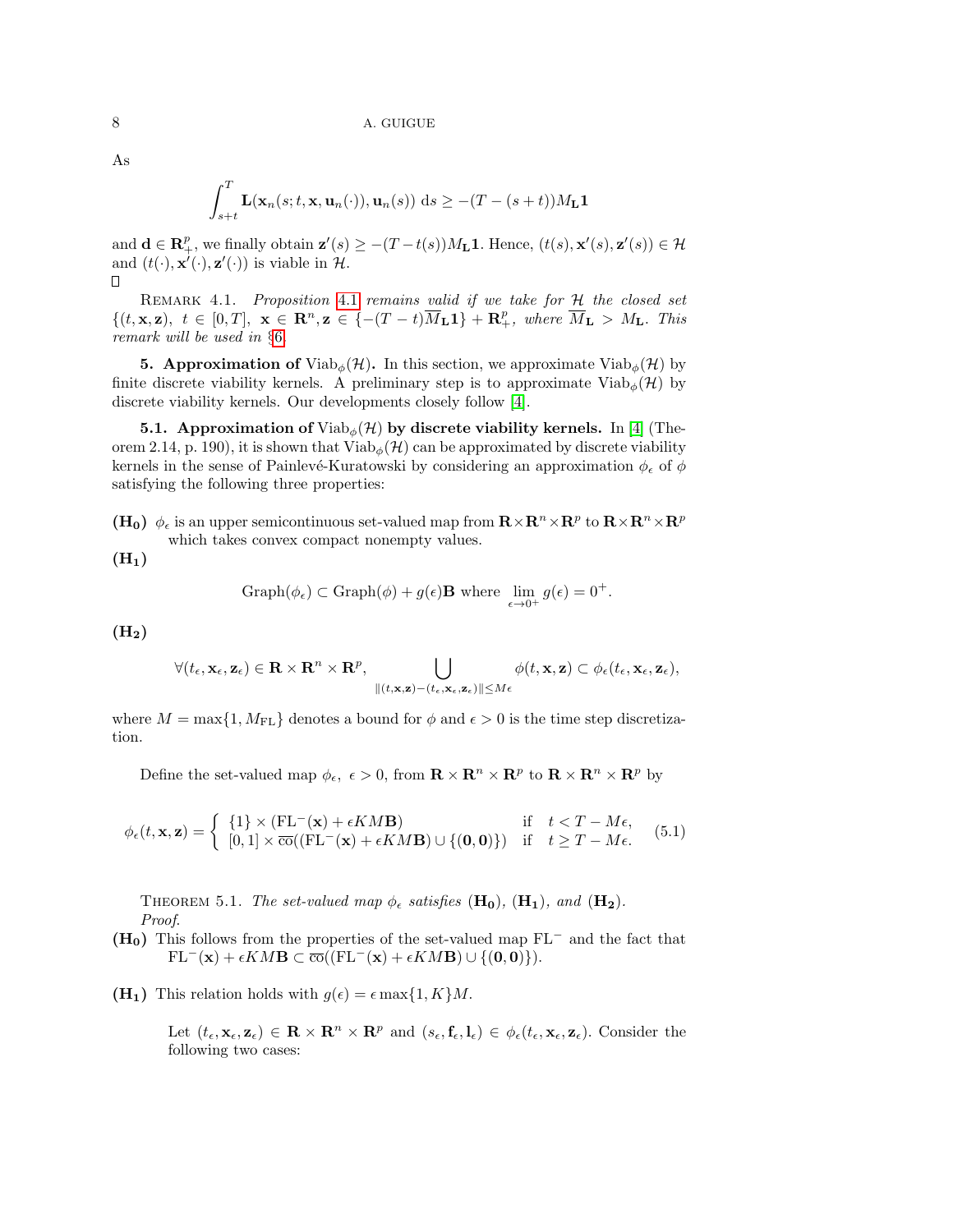As

$$\int_{s+t}^{T} \mathbf{L}(\mathbf{x}_n(s;t,\mathbf{x},\mathbf{u}_n(\cdot)),\mathbf{u}_n(s))\ \mathrm{d}s \geq -(T-(s+t))M_{\mathbf{L}}\mathbf{1}$$

and $\mathbf{d} \in \mathbf{R}^p_+$, we finally obtain $\mathbf{z}'(s) \geq -(T-t(s))M_{\mathbf{L}}\mathbf{1}$. Hence, $(t(s),\mathbf{x}'(s),\mathbf{z}'(s)) \in \mathcal{H}$ and $(t(\cdot),\mathbf{x}'(\cdot),\mathbf{z}'(\cdot))$ is viable in $\mathcal{H}$.
□

REMARK 4.1. *Proposition 4.1 remains valid if we take for $\mathcal{H}$ the closed set $\{(t,\mathbf{x},\mathbf{z}),\ t \in [0,T],\ \mathbf{x} \in \mathbf{R}^n, \mathbf{z} \in \{-(T-t)\overline{M}_{\mathbf{L}}\mathbf{1}\} + \mathbf{R}^p_+$, where $\overline{M}_{\mathbf{L}} > M_{\mathbf{L}}$. This remark will be used in §6.*

## 5. Approximation of $\mathrm{Viab}_\phi(\mathcal{H})$.

In this section, we approximate $\mathrm{Viab}_\phi(\mathcal{H})$ by finite discrete viability kernels. A preliminary step is to approximate $\mathrm{Viab}_\phi(\mathcal{H})$ by discrete viability kernels. Our developments closely follow [4].

### 5.1. Approximation of $\mathrm{Viab}_\phi(\mathcal{H})$ by discrete viability kernels.

In [4] (Theorem 2.14, p. 190), it is shown that $\mathrm{Viab}_\phi(\mathcal{H})$ can be approximated by discrete viability kernels in the sense of Painlevé-Kuratowski by considering an approximation $\phi_\epsilon$ of $\phi$ satisfying the following three properties:

**$(\mathbf{H_0})$** $\phi_\epsilon$ is an upper semicontinuous set-valued map from $\mathbf{R}\times\mathbf{R}^n\times\mathbf{R}^p$ to $\mathbf{R}\times\mathbf{R}^n\times\mathbf{R}^p$ which takes convex compact nonempty values.

**$(\mathbf{H_1})$**

$$\mathrm{Graph}(\phi_\epsilon) \subset \mathrm{Graph}(\phi) + g(\epsilon)\mathbf{B} \text{ where } \lim_{\epsilon\to 0^+} g(\epsilon) = 0^+.$$

**$(\mathbf{H_2})$**

$$\forall(t_\epsilon,\mathbf{x}_\epsilon,\mathbf{z}_\epsilon) \in \mathbf{R}\times\mathbf{R}^n\times\mathbf{R}^p, \bigcup_{\|(t,\mathbf{x},\mathbf{z})-(t_\epsilon,\mathbf{x}_\epsilon,\mathbf{z}_\epsilon)\|\leq M\epsilon} \phi(t,\mathbf{x},\mathbf{z}) \subset \phi_\epsilon(t_\epsilon,\mathbf{x}_\epsilon,\mathbf{z}_\epsilon),$$

where $M = \max\{1, M_{\mathrm{FL}}\}$ denotes a bound for $\phi$ and $\epsilon > 0$ is the time step discretization.

Define the set-valued map $\phi_\epsilon,\ \epsilon > 0$, from $\mathbf{R}\times\mathbf{R}^n\times\mathbf{R}^p$ to $\mathbf{R}\times\mathbf{R}^n\times\mathbf{R}^p$ by

$$\phi_\epsilon(t,\mathbf{x},\mathbf{z}) = \begin{cases} \{1\}\times(\mathrm{FL}^-(\mathbf{x}) + \epsilon K M\mathbf{B}) & \text{if} \quad t < T - M\epsilon, \\ [0,1]\times\overline{\mathrm{co}}((\mathrm{FL}^-(\mathbf{x}) + \epsilon K M\mathbf{B})\cup\{(\mathbf{0},\mathbf{0})\}) & \text{if} \quad t \geq T - M\epsilon. \end{cases} \tag{5.1}$$

THEOREM 5.1. *The set-valued map $\phi_\epsilon$ satisfies $(\mathbf{H_0})$, $(\mathbf{H_1})$, and $(\mathbf{H_2})$.*
*Proof.*

**$(\mathbf{H_0})$** This follows from the properties of the set-valued map $\mathrm{FL}^-$ and the fact that $\mathrm{FL}^-(\mathbf{x}) + \epsilon K M\mathbf{B} \subset \overline{\mathrm{co}}((\mathrm{FL}^-(\mathbf{x}) + \epsilon K M\mathbf{B})\cup\{(\mathbf{0},\mathbf{0})\})$.

**$(\mathbf{H_1})$** This relation holds with $g(\epsilon) = \epsilon\max\{1,K\}M$.

Let $(t_\epsilon,\mathbf{x}_\epsilon,\mathbf{z}_\epsilon) \in \mathbf{R}\times\mathbf{R}^n\times\mathbf{R}^p$ and $(s_\epsilon,\mathbf{f}_\epsilon,\mathbf{l}_\epsilon) \in \phi_\epsilon(t_\epsilon,\mathbf{x}_\epsilon,\mathbf{z}_\epsilon)$. Consider the following two cases: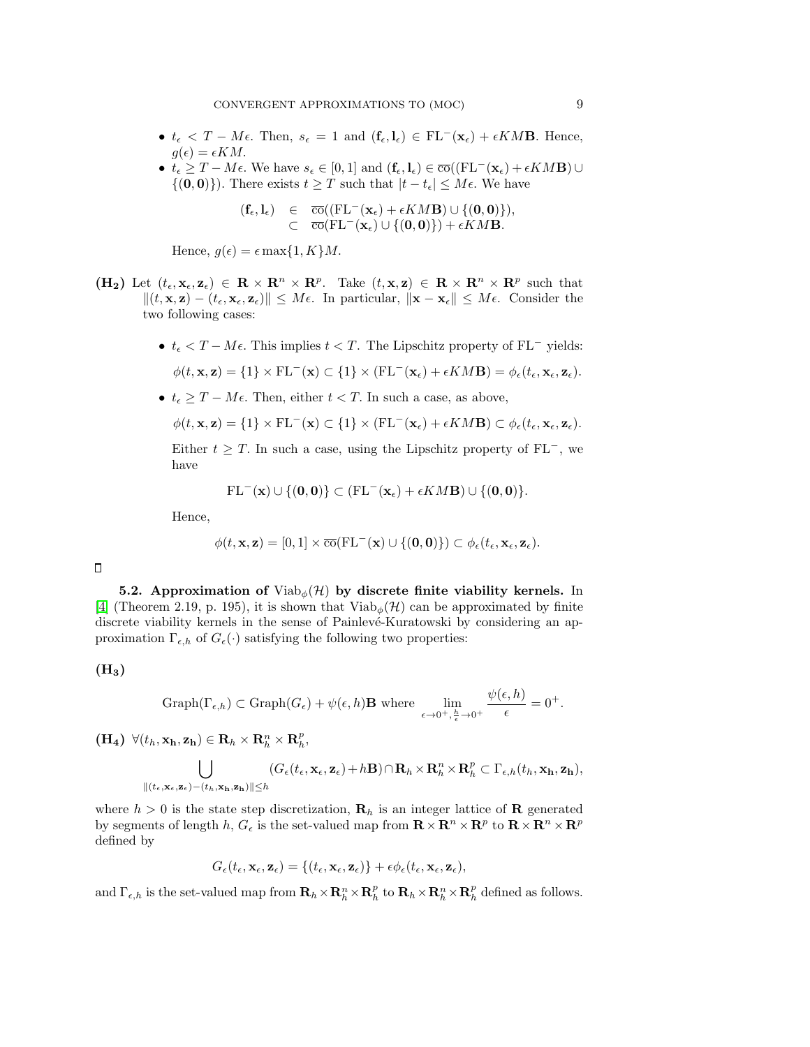- $t_\epsilon < T - M\epsilon$. Then, $s_\epsilon = 1$ and $(\mathbf{f}_\epsilon, \mathbf{l}_\epsilon) \in \mathrm{FL}^-(\mathbf{x}_\epsilon) + \epsilon KM\mathbf{B}$. Hence, $g(\epsilon) = \epsilon KM$.
- $t_\epsilon \geq T - M\epsilon$. We have $s_\epsilon \in [0,1]$ and $(\mathbf{f}_\epsilon, \mathbf{l}_\epsilon) \in \overline{\mathrm{co}}((\mathrm{FL}^-(\mathbf{x}_\epsilon) + \epsilon KM\mathbf{B}) \cup \{(\mathbf{0},\mathbf{0})\})$. There exists $t \geq T$ such that $|t - t_\epsilon| \leq M\epsilon$. We have

$$\begin{array}{rcl} (\mathbf{f}_\epsilon, \mathbf{l}_\epsilon) & \in & \overline{\mathrm{co}}((\mathrm{FL}^-(\mathbf{x}_\epsilon) + \epsilon KM\mathbf{B}) \cup \{(\mathbf{0},\mathbf{0})\}), \\ & \subset & \overline{\mathrm{co}}(\mathrm{FL}^-(\mathbf{x}_\epsilon) \cup \{(\mathbf{0},\mathbf{0})\}) + \epsilon KM\mathbf{B}. \end{array}$$

  Hence, $g(\epsilon) = \epsilon \max\{1, K\}M$.

**(H₂)** Let $(t_\epsilon, \mathbf{x}_\epsilon, \mathbf{z}_\epsilon) \in \mathbf{R} \times \mathbf{R}^n \times \mathbf{R}^p$. Take $(t, \mathbf{x}, \mathbf{z}) \in \mathbf{R} \times \mathbf{R}^n \times \mathbf{R}^p$ such that $\|(t,\mathbf{x},\mathbf{z}) - (t_\epsilon, \mathbf{x}_\epsilon, \mathbf{z}_\epsilon)\| \leq M\epsilon$. In particular, $\|\mathbf{x} - \mathbf{x}_\epsilon\| \leq M\epsilon$. Consider the two following cases:

- $t_\epsilon < T - M\epsilon$. This implies $t < T$. The Lipschitz property of $\mathrm{FL}^-$ yields:

  $\phi(t,\mathbf{x},\mathbf{z}) = \{1\} \times \mathrm{FL}^-(\mathbf{x}) \subset \{1\} \times (\mathrm{FL}^-(\mathbf{x}_\epsilon) + \epsilon KM\mathbf{B}) = \phi_\epsilon(t_\epsilon, \mathbf{x}_\epsilon, \mathbf{z}_\epsilon)$.

- $t_\epsilon \geq T - M\epsilon$. Then, either $t < T$. In such a case, as above,

  $\phi(t,\mathbf{x},\mathbf{z}) = \{1\} \times \mathrm{FL}^-(\mathbf{x}) \subset \{1\} \times (\mathrm{FL}^-(\mathbf{x}_\epsilon) + \epsilon KM\mathbf{B}) \subset \phi_\epsilon(t_\epsilon, \mathbf{x}_\epsilon, \mathbf{z}_\epsilon)$.

  Either $t \geq T$. In such a case, using the Lipschitz property of $\mathrm{FL}^-$, we have

$$\mathrm{FL}^-(\mathbf{x}) \cup \{(\mathbf{0},\mathbf{0})\} \subset (\mathrm{FL}^-(\mathbf{x}_\epsilon) + \epsilon KM\mathbf{B}) \cup \{(\mathbf{0},\mathbf{0})\}.$$

  Hence,

$$\phi(t,\mathbf{x},\mathbf{z}) = [0,1] \times \overline{\mathrm{co}}(\mathrm{FL}^-(\mathbf{x}) \cup \{(\mathbf{0},\mathbf{0})\}) \subset \phi_\epsilon(t_\epsilon, \mathbf{x}_\epsilon, \mathbf{z}_\epsilon).$$

□

**5.2. Approximation of $\mathrm{Viab}_\phi(\mathcal{H})$ by discrete finite viability kernels.** In [4] (Theorem 2.19, p. 195), it is shown that $\mathrm{Viab}_\phi(\mathcal{H})$ can be approximated by finite discrete viability kernels in the sense of Painlevé-Kuratowski by considering an approximation $\Gamma_{\epsilon,h}$ of $G_\epsilon(\cdot)$ satisfying the following two properties:

**(H₃)**

$$\mathrm{Graph}(\Gamma_{\epsilon,h}) \subset \mathrm{Graph}(G_\epsilon) + \psi(\epsilon,h)\mathbf{B} \text{ where } \lim_{\epsilon \to 0^+, \frac{h}{\epsilon} \to 0^+} \frac{\psi(\epsilon,h)}{\epsilon} = 0^+.$$

**(H₄)** $\forall (t_h, \mathbf{x_h}, \mathbf{z_h}) \in \mathbf{R}_h \times \mathbf{R}_h^n \times \mathbf{R}_h^p$,

$$\bigcup_{\|(t_\epsilon, \mathbf{x}_\epsilon, \mathbf{z}_\epsilon) - (t_h, \mathbf{x_h}, \mathbf{z_h})\| \leq h} (G_\epsilon(t_\epsilon, \mathbf{x}_\epsilon, \mathbf{z}_\epsilon) + h\mathbf{B}) \cap \mathbf{R}_h \times \mathbf{R}_h^n \times \mathbf{R}_h^p \subset \Gamma_{\epsilon,h}(t_h, \mathbf{x_h}, \mathbf{z_h}),$$

where $h > 0$ is the state step discretization, $\mathbf{R}_h$ is an integer lattice of $\mathbf{R}$ generated by segments of length $h$, $G_\epsilon$ is the set-valued map from $\mathbf{R} \times \mathbf{R}^n \times \mathbf{R}^p$ to $\mathbf{R} \times \mathbf{R}^n \times \mathbf{R}^p$ defined by

$$G_\epsilon(t_\epsilon, \mathbf{x}_\epsilon, \mathbf{z}_\epsilon) = \{(t_\epsilon, \mathbf{x}_\epsilon, \mathbf{z}_\epsilon)\} + \epsilon \phi_\epsilon(t_\epsilon, \mathbf{x}_\epsilon, \mathbf{z}_\epsilon),$$

and $\Gamma_{\epsilon,h}$ is the set-valued map from $\mathbf{R}_h \times \mathbf{R}_h^n \times \mathbf{R}_h^p$ to $\mathbf{R}_h \times \mathbf{R}_h^n \times \mathbf{R}_h^p$ defined as follows.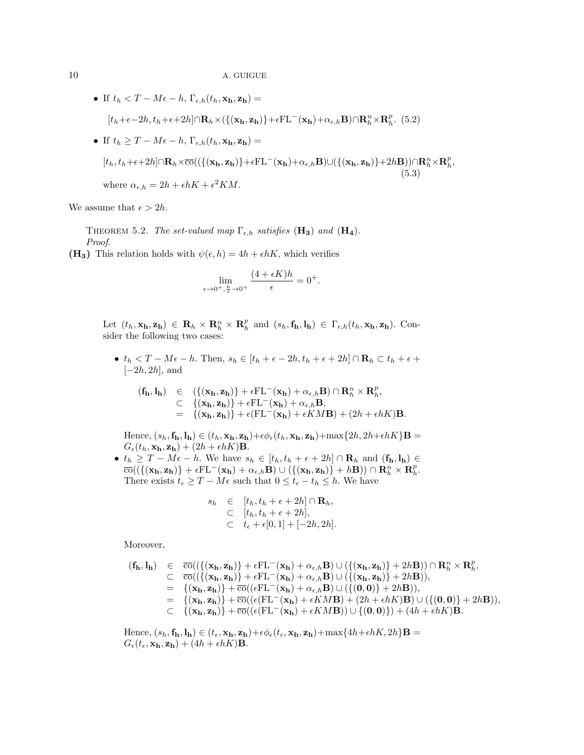- If $t_h < T - M\epsilon - h$, $\Gamma_{\epsilon,h}(t_h, \mathbf{x_h}, \mathbf{z_h}) =$

$$[t_h+\epsilon-2h, t_h+\epsilon+2h]\cap\mathbf{R}_h\times(\{(\mathbf{x_h},\mathbf{z_h})\}+\epsilon\mathrm{FL}^-(\mathbf{x_h})+\alpha_{\epsilon,h}\mathbf{B})\cap\mathbf{R}_h^n\times\mathbf{R}_h^p. \quad (5.2)$$

- If $t_h \geq T - M\epsilon - h$, $\Gamma_{\epsilon,h}(t_h, \mathbf{x_h}, \mathbf{z_h}) =$

$$[t_h, t_h+\epsilon+2h]\cap\mathbf{R}_h\times\overline{\mathrm{co}}((\{(\mathbf{x_h},\mathbf{z_h})\}+\epsilon\mathrm{FL}^-(\mathbf{x_h})+\alpha_{\epsilon,h}\mathbf{B})\cup(\{(\mathbf{x_h},\mathbf{z_h})\}+2h\mathbf{B}))\cap\mathbf{R}_h^n\times\mathbf{R}_h^p, \quad (5.3)$$

where $\alpha_{\epsilon,h} = 2h + \epsilon h K + \epsilon^2 K M$.

We assume that $\epsilon > 2h$.

Theorem 5.2. *The set-valued map $\Gamma_{\epsilon,h}$ satisfies* $(\mathbf{H_3})$ *and* $(\mathbf{H_4})$.

*Proof.*

$(\mathbf{H_3})$ This relation holds with $\psi(\epsilon, h) = 4h + \epsilon h K$, which verifies

$$\lim_{\epsilon\to 0^+, \frac{h}{\epsilon}\to 0^+} \frac{(4+\epsilon K)h}{\epsilon} = 0^+.$$

Let $(t_h, \mathbf{x_h}, \mathbf{z_h}) \in \mathbf{R}_h \times \mathbf{R}_h^n \times \mathbf{R}_h^p$ and $(s_h, \mathbf{f_h}, \mathbf{l_h}) \in \Gamma_{\epsilon,h}(t_h, \mathbf{x_h}, \mathbf{z_h})$. Consider the following two cases:

- $t_h < T - M\epsilon - h$. Then, $s_h \in [t_h + \epsilon - 2h, t_h + \epsilon + 2h] \cap \mathbf{R}_h \subset t_h + \epsilon + [-2h, 2h]$, and

$$\begin{aligned}
(\mathbf{f_h}, \mathbf{l_h}) &\in (\{(\mathbf{x_h},\mathbf{z_h})\} + \epsilon\mathrm{FL}^-(\mathbf{x_h}) + \alpha_{\epsilon,h}\mathbf{B}) \cap \mathbf{R}_h^n \times \mathbf{R}_h^p,\\
&\subset \{(\mathbf{x_h},\mathbf{z_h})\} + \epsilon\mathrm{FL}^-(\mathbf{x_h}) + \alpha_{\epsilon,h}\mathbf{B},\\
&= \{(\mathbf{x_h},\mathbf{z_h})\} + \epsilon(\mathrm{FL}^-(\mathbf{x_h}) + \epsilon K M\mathbf{B}) + (2h + \epsilon h K)\mathbf{B}.
\end{aligned}$$

Hence, $(s_h, \mathbf{f_h}, \mathbf{l_h}) \in (t_h, \mathbf{x_h}, \mathbf{z_h}) + \epsilon\phi_\epsilon(t_h, \mathbf{x_h}, \mathbf{z_h}) + \max\{2h, 2h+\epsilon h K\}\mathbf{B} = G_\epsilon(t_h, \mathbf{x_h}, \mathbf{z_h}) + (2h + \epsilon h K)\mathbf{B}$.

- $t_h \geq T - M\epsilon - h$. We have $s_h \in [t_h, t_h + \epsilon + 2h] \cap \mathbf{R}_h$ and $(\mathbf{f_h}, \mathbf{l_h}) \in \overline{\mathrm{co}}((\{(\mathbf{x_h},\mathbf{z_h})\} + \epsilon\mathrm{FL}^-(\mathbf{x_h}) + \alpha_{\epsilon,h}\mathbf{B}) \cup (\{(\mathbf{x_h},\mathbf{z_h})\} + h\mathbf{B})) \cap \mathbf{R}_h^n \times \mathbf{R}_h^p$. There exists $t_\epsilon \geq T - M\epsilon$ such that $0 \leq t_\epsilon - t_h \leq h$. We have

$$\begin{aligned}
s_h &\in [t_h, t_h + \epsilon + 2h] \cap \mathbf{R}_h,\\
&\subset [t_h, t_h + \epsilon + 2h],\\
&\subset t_\epsilon + \epsilon[0,1] + [-2h, 2h].
\end{aligned}$$

Moreover,

$$\begin{aligned}
(\mathbf{f_h}, \mathbf{l_h}) &\in \overline{\mathrm{co}}((\{(\mathbf{x_h},\mathbf{z_h})\} + \epsilon\mathrm{FL}^-(\mathbf{x_h}) + \alpha_{\epsilon,h}\mathbf{B}) \cup (\{(\mathbf{x_h},\mathbf{z_h})\} + 2h\mathbf{B})) \cap \mathbf{R}_h^n \times \mathbf{R}_h^p,\\
&\subset \overline{\mathrm{co}}((\{(\mathbf{x_h},\mathbf{z_h})\} + \epsilon\mathrm{FL}^-(\mathbf{x_h}) + \alpha_{\epsilon,h}\mathbf{B}) \cup (\{(\mathbf{x_h},\mathbf{z_h})\} + 2h\mathbf{B})),\\
&= \{(\mathbf{x_h},\mathbf{z_h})\} + \overline{\mathrm{co}}((\epsilon\mathrm{FL}^-(\mathbf{x_h}) + \alpha_{\epsilon,h}\mathbf{B}) \cup (\{(\mathbf{0},\mathbf{0})\} + 2h\mathbf{B})),\\
&= \{(\mathbf{x_h},\mathbf{z_h})\} + \overline{\mathrm{co}}((\epsilon(\mathrm{FL}^-(\mathbf{x_h}) + \epsilon K M\mathbf{B}) + (2h + \epsilon h K)\mathbf{B}) \cup (\{(\mathbf{0},\mathbf{0})\} + 2h\mathbf{B})),\\
&\subset \{(\mathbf{x_h},\mathbf{z_h})\} + \overline{\mathrm{co}}((\epsilon(\mathrm{FL}^-(\mathbf{x_h}) + \epsilon K M\mathbf{B})) \cup \{(\mathbf{0},\mathbf{0})\}) + (4h + \epsilon h K)\mathbf{B}.
\end{aligned}$$

Hence, $(s_h, \mathbf{f_h}, \mathbf{l_h}) \in (t_\epsilon, \mathbf{x_h}, \mathbf{z_h}) + \epsilon\phi_\epsilon(t_\epsilon, \mathbf{x_h}, \mathbf{z_h}) + \max\{4h + \epsilon h K, 2h\}\mathbf{B} = G_\epsilon(t_\epsilon, \mathbf{x_h}, \mathbf{z_h}) + (4h + \epsilon h K)\mathbf{B}$.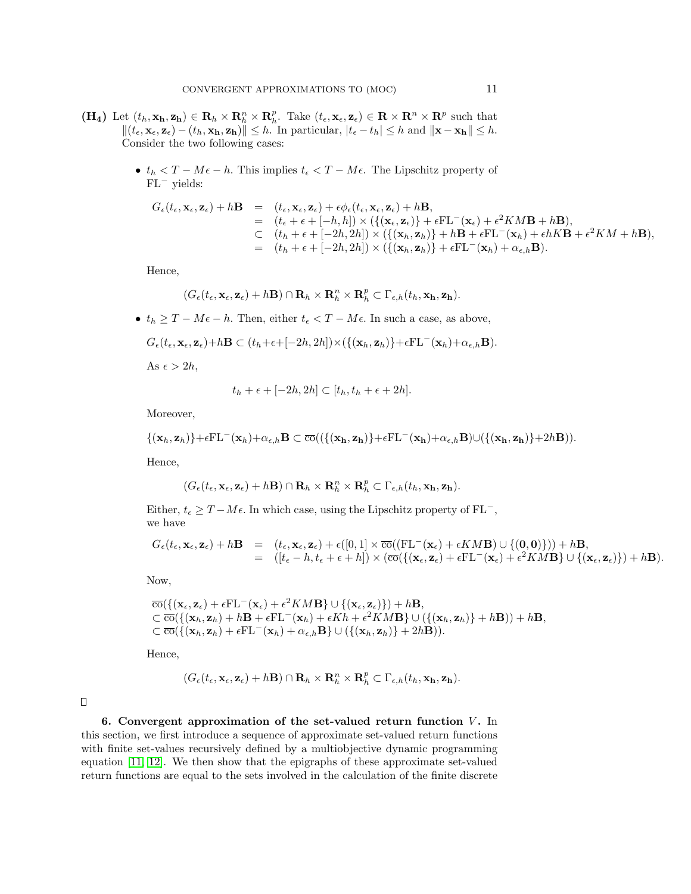**(H₄)** Let $(t_h, \mathbf{x_h}, \mathbf{z_h}) \in \mathbf{R}_h \times \mathbf{R}_h^n \times \mathbf{R}_h^p$. Take $(t_\epsilon, \mathbf{x}_\epsilon, \mathbf{z}_\epsilon) \in \mathbf{R} \times \mathbf{R}^n \times \mathbf{R}^p$ such that $\|(t_\epsilon, \mathbf{x}_\epsilon, \mathbf{z}_\epsilon) - (t_h, \mathbf{x_h}, \mathbf{z_h})\| \le h$. In particular, $|t_\epsilon - t_h| \le h$ and $\|\mathbf{x} - \mathbf{x_h}\| \le h$. Consider the two following cases:

- $t_h < T - M\epsilon - h$. This implies $t_\epsilon < T - M\epsilon$. The Lipschitz property of $\mathrm{FL}^-$ yields:

$$
\begin{aligned}
G_\epsilon(t_\epsilon, \mathbf{x}_\epsilon, \mathbf{z}_\epsilon) + h\mathbf{B} &= (t_\epsilon, \mathbf{x}_\epsilon, \mathbf{z}_\epsilon) + \epsilon\phi_\epsilon(t_\epsilon, \mathbf{x}_\epsilon, \mathbf{z}_\epsilon) + h\mathbf{B}, \\
&= (t_\epsilon + \epsilon + [-h, h]) \times (\{(\mathbf{x}_\epsilon, \mathbf{z}_\epsilon)\} + \epsilon\mathrm{FL}^-(\mathbf{x}_\epsilon) + \epsilon^2 KM\mathbf{B} + h\mathbf{B}), \\
&\subset (t_h + \epsilon + [-2h, 2h]) \times (\{(\mathbf{x}_h, \mathbf{z}_h)\} + h\mathbf{B} + \epsilon\mathrm{FL}^-(\mathbf{x}_h) + \epsilon hK\mathbf{B} + \epsilon^2 KM + h\mathbf{B}), \\
&= (t_h + \epsilon + [-2h, 2h]) \times (\{(\mathbf{x}_h, \mathbf{z}_h)\} + \epsilon\mathrm{FL}^-(\mathbf{x}_h) + \alpha_{\epsilon,h}\mathbf{B}).
\end{aligned}
$$

  Hence,

$$
(G_\epsilon(t_\epsilon, \mathbf{x}_\epsilon, \mathbf{z}_\epsilon) + h\mathbf{B}) \cap \mathbf{R}_h \times \mathbf{R}_h^n \times \mathbf{R}_h^p \subset \Gamma_{\epsilon,h}(t_h, \mathbf{x_h}, \mathbf{z_h}).
$$

- $t_h \ge T - M\epsilon - h$. Then, either $t_\epsilon < T - M\epsilon$. In such a case, as above,

$$
G_\epsilon(t_\epsilon, \mathbf{x}_\epsilon, \mathbf{z}_\epsilon) + h\mathbf{B} \subset (t_h + \epsilon + [-2h, 2h]) \times (\{(\mathbf{x}_h, \mathbf{z}_h)\} + \epsilon\mathrm{FL}^-(\mathbf{x}_h) + \alpha_{\epsilon,h}\mathbf{B}).
$$

  As $\epsilon > 2h$,

$$
t_h + \epsilon + [-2h, 2h] \subset [t_h, t_h + \epsilon + 2h].
$$

  Moreover,

$$
\{(\mathbf{x}_h, \mathbf{z}_h)\} + \epsilon\mathrm{FL}^-(\mathbf{x}_h) + \alpha_{\epsilon,h}\mathbf{B} \subset \overline{\mathrm{co}}((\{(\mathbf{x_h}, \mathbf{z_h})\} + \epsilon\mathrm{FL}^-(\mathbf{x_h}) + \alpha_{\epsilon,h}\mathbf{B}) \cup (\{(\mathbf{x_h}, \mathbf{z_h})\} + 2h\mathbf{B})).
$$

  Hence,

$$
(G_\epsilon(t_\epsilon, \mathbf{x}_\epsilon, \mathbf{z}_\epsilon) + h\mathbf{B}) \cap \mathbf{R}_h \times \mathbf{R}_h^n \times \mathbf{R}_h^p \subset \Gamma_{\epsilon,h}(t_h, \mathbf{x_h}, \mathbf{z_h}).
$$

  Either, $t_\epsilon \ge T - M\epsilon$. In which case, using the Lipschitz property of $\mathrm{FL}^-$, we have

$$
\begin{aligned}
G_\epsilon(t_\epsilon, \mathbf{x}_\epsilon, \mathbf{z}_\epsilon) + h\mathbf{B} &= (t_\epsilon, \mathbf{x}_\epsilon, \mathbf{z}_\epsilon) + \epsilon([0,1] \times \overline{\mathrm{co}}((\mathrm{FL}^-(\mathbf{x}_\epsilon) + \epsilon KM\mathbf{B}) \cup \{(\mathbf{0}, \mathbf{0})\})) + h\mathbf{B}, \\
&= ([t_\epsilon - h, t_\epsilon + \epsilon + h]) \times (\overline{\mathrm{co}}(\{(\mathbf{x}_\epsilon, \mathbf{z}_\epsilon) + \epsilon\mathrm{FL}^-(\mathbf{x}_\epsilon) + \epsilon^2 KM\mathbf{B}\} \cup \{(\mathbf{x}_\epsilon, \mathbf{z}_\epsilon)\}) + h\mathbf{B}).
\end{aligned}
$$

  Now,

$$
\begin{aligned}
&\overline{\mathrm{co}}(\{(\mathbf{x}_\epsilon, \mathbf{z}_\epsilon) + \epsilon\mathrm{FL}^-(\mathbf{x}_\epsilon) + \epsilon^2 KM\mathbf{B}\} \cup \{(\mathbf{x}_\epsilon, \mathbf{z}_\epsilon)\}) + h\mathbf{B}, \\
&\subset \overline{\mathrm{co}}(\{(\mathbf{x}_h, \mathbf{z}_h) + h\mathbf{B} + \epsilon\mathrm{FL}^-(\mathbf{x}_h) + \epsilon Kh + \epsilon^2 KM\mathbf{B}\} \cup (\{(\mathbf{x}_h, \mathbf{z}_h)\} + h\mathbf{B})) + h\mathbf{B}, \\
&\subset \overline{\mathrm{co}}(\{(\mathbf{x}_h, \mathbf{z}_h) + \epsilon\mathrm{FL}^-(\mathbf{x}_h) + \alpha_{\epsilon,h}\mathbf{B}\} \cup (\{(\mathbf{x}_h, \mathbf{z}_h)\} + 2h\mathbf{B})).
\end{aligned}
$$

  Hence,

$$
(G_\epsilon(t_\epsilon, \mathbf{x}_\epsilon, \mathbf{z}_\epsilon) + h\mathbf{B}) \cap \mathbf{R}_h \times \mathbf{R}_h^n \times \mathbf{R}_h^p \subset \Gamma_{\epsilon,h}(t_h, \mathbf{x_h}, \mathbf{z_h}).
$$

□

**6. Convergent approximation of the set-valued return function $V$.** In this section, we first introduce a sequence of approximate set-valued return functions with finite set-values recursively defined by a multiobjective dynamic programming equation [11, 12]. We then show that the epigraphs of these approximate set-valued return functions are equal to the sets involved in the calculation of the finite discrete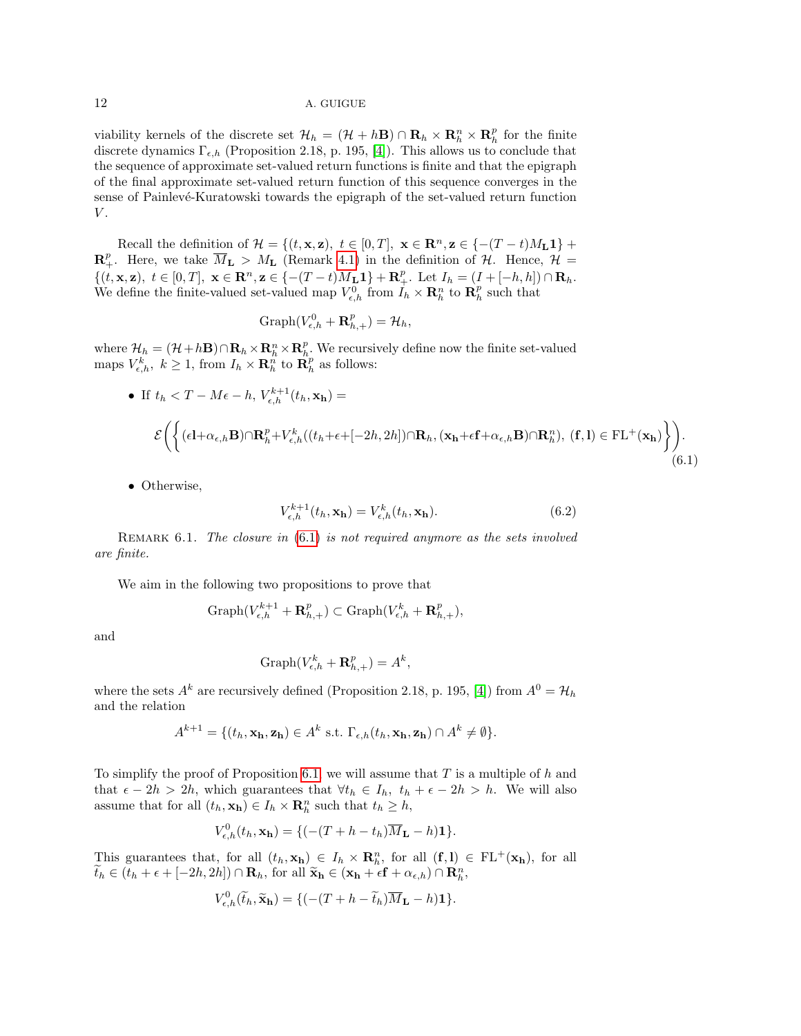viability kernels of the discrete set $\mathcal{H}_h = (\mathcal{H} + h\mathbf{B}) \cap \mathbf{R}_h \times \mathbf{R}_h^n \times \mathbf{R}_h^p$ for the finite discrete dynamics $\Gamma_{\epsilon,h}$ (Proposition 2.18, p. 195, [4]). This allows us to conclude that the sequence of approximate set-valued return functions is finite and that the epigraph of the final approximate set-valued return function of this sequence converges in the sense of Painlevé-Kuratowski towards the epigraph of the set-valued return function $V$.

Recall the definition of $\mathcal{H} = \{(t, \mathbf{x}, \mathbf{z}),\ t \in [0,T],\ \mathbf{x} \in \mathbf{R}^n, \mathbf{z} \in \{-(T-t)M_{\mathbf{L}}\mathbf{1}\} + \mathbf{R}_+^p$. Here, we take $\overline{M}_{\mathbf{L}} > M_{\mathbf{L}}$ (Remark 4.1) in the definition of $\mathcal{H}$. Hence, $\mathcal{H} = \{(t, \mathbf{x}, \mathbf{z}),\ t \in [0,T],\ \mathbf{x} \in \mathbf{R}^n, \mathbf{z} \in \{-(T-t)\overline{M}_{\mathbf{L}}\mathbf{1}\} + \mathbf{R}_+^p$. Let $I_h = (I + [-h,h]) \cap \mathbf{R}_h$. We define the finite-valued set-valued map $V_{\epsilon,h}^0$ from $I_h \times \mathbf{R}_h^n$ to $\mathbf{R}_h^p$ such that

$$\mathrm{Graph}(V_{\epsilon,h}^0 + \mathbf{R}_{h,+}^p) = \mathcal{H}_h,$$

where $\mathcal{H}_h = (\mathcal{H} + h\mathbf{B}) \cap \mathbf{R}_h \times \mathbf{R}_h^n \times \mathbf{R}_h^p$. We recursively define now the finite set-valued maps $V_{\epsilon,h}^k,\ k \geq 1$, from $I_h \times \mathbf{R}_h^n$ to $\mathbf{R}_h^p$ as follows:

- If $t_h < T - M\epsilon - h$, $V_{\epsilon,h}^{k+1}(t_h, \mathbf{x_h}) =$

$$\mathcal{E}\left(\left\{(\epsilon\mathbf{l} + \alpha_{\epsilon,h}\mathbf{B}) \cap \mathbf{R}_h^p + V_{\epsilon,h}^k((t_h + \epsilon + [-2h, 2h]) \cap \mathbf{R}_h, (\mathbf{x_h} + \epsilon\mathbf{f} + \alpha_{\epsilon,h}\mathbf{B}) \cap \mathbf{R}_h^n),\ (\mathbf{f}, \mathbf{l}) \in \mathrm{FL}^+(\mathbf{x_h})\right\}\right). \tag{6.1}$$

- Otherwise,

$$V_{\epsilon,h}^{k+1}(t_h, \mathbf{x_h}) = V_{\epsilon,h}^k(t_h, \mathbf{x_h}). \tag{6.2}$$

Remark 6.1. *The closure in (6.1) is not required anymore as the sets involved are finite.*

We aim in the following two propositions to prove that

$$\mathrm{Graph}(V_{\epsilon,h}^{k+1} + \mathbf{R}_{h,+}^p) \subset \mathrm{Graph}(V_{\epsilon,h}^k + \mathbf{R}_{h,+}^p),$$

and

$$\mathrm{Graph}(V_{\epsilon,h}^k + \mathbf{R}_{h,+}^p) = A^k,$$

where the sets $A^k$ are recursively defined (Proposition 2.18, p. 195, [4]) from $A^0 = \mathcal{H}_h$ and the relation

$$A^{k+1} = \{(t_h, \mathbf{x_h}, \mathbf{z_h}) \in A^k \text{ s.t. } \Gamma_{\epsilon,h}(t_h, \mathbf{x_h}, \mathbf{z_h}) \cap A^k \neq \emptyset\}.$$

To simplify the proof of Proposition 6.1 we will assume that $T$ is a multiple of $h$ and that $\epsilon - 2h > 2h$, which guarantees that $\forall t_h \in I_h,\ t_h + \epsilon - 2h > h$. We will also assume that for all $(t_h, \mathbf{x_h}) \in I_h \times \mathbf{R}_h^n$ such that $t_h \geq h$,

$$V_{\epsilon,h}^0(t_h, \mathbf{x_h}) = \{(-(T + h - t_h)\overline{M}_{\mathbf{L}} - h)\mathbf{1}\}.$$

This guarantees that, for all $(t_h, \mathbf{x_h}) \in I_h \times \mathbf{R}_h^n$, for all $(\mathbf{f}, \mathbf{l}) \in \mathrm{FL}^+(\mathbf{x_h})$, for all $\widetilde{t}_h \in (t_h + \epsilon + [-2h, 2h]) \cap \mathbf{R}_h$, for all $\widetilde{\mathbf{x}}_\mathbf{h} \in (\mathbf{x_h} + \epsilon\mathbf{f} + \alpha_{\epsilon,h}) \cap \mathbf{R}_h^n$,

$$V_{\epsilon,h}^0(\widetilde{t}_h, \widetilde{\mathbf{x}}_\mathbf{h}) = \{(-(T + h - \widetilde{t}_h)\overline{M}_{\mathbf{L}} - h)\mathbf{1}\}.$$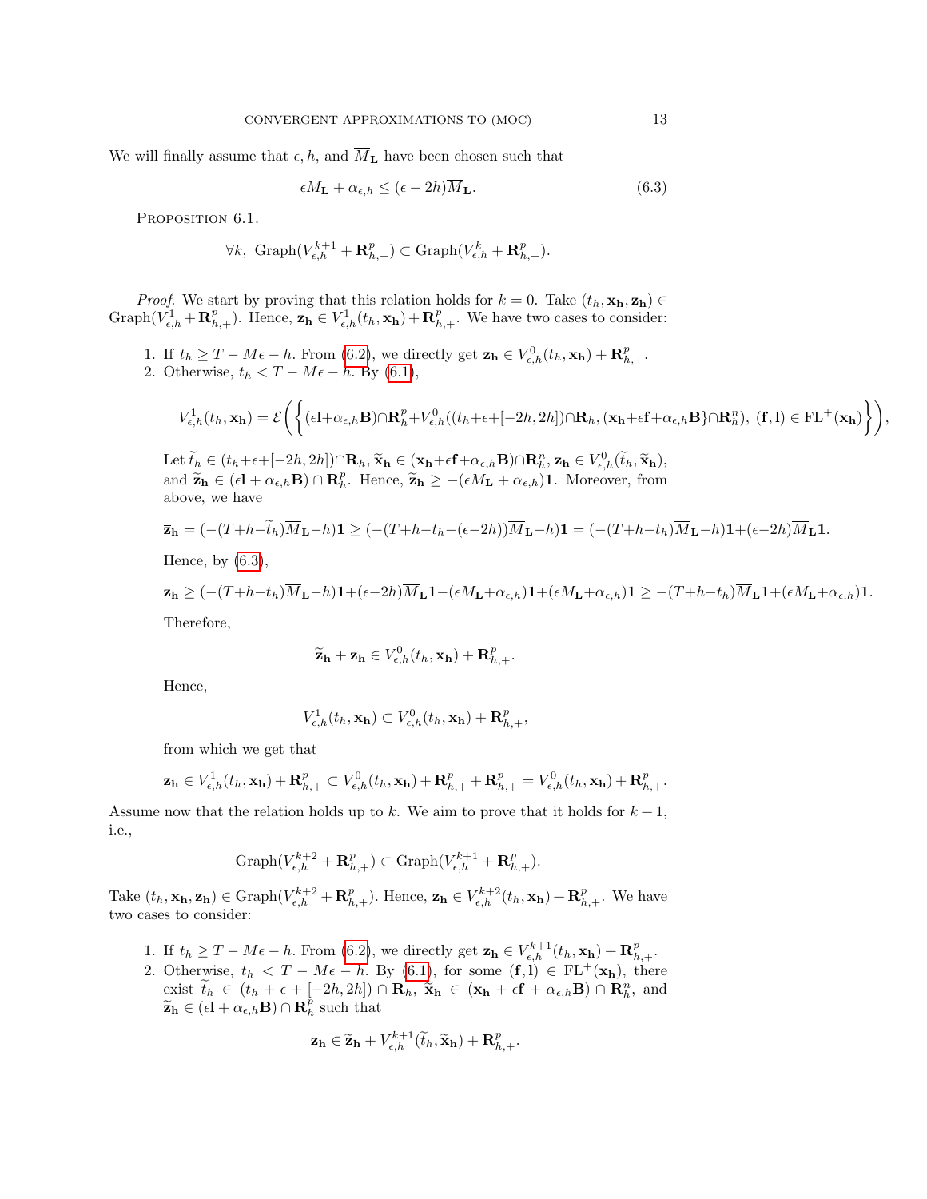We will finally assume that $\epsilon, h,$ and $\overline{M}_{\mathbf{L}}$ have been chosen such that

$$\epsilon M_{\mathbf{L}} + \alpha_{\epsilon,h} \leq (\epsilon - 2h)\overline{M}_{\mathbf{L}}. \tag{6.3}$$

PROPOSITION 6.1.

$$\forall k,\ \mathrm{Graph}(V_{\epsilon,h}^{k+1} + \mathbf{R}_{h,+}^{p}) \subset \mathrm{Graph}(V_{\epsilon,h}^{k} + \mathbf{R}_{h,+}^{p}).$$

*Proof.* We start by proving that this relation holds for $k = 0$. Take $(t_h, \mathbf{x_h}, \mathbf{z_h}) \in \mathrm{Graph}(V_{\epsilon,h}^{1} + \mathbf{R}_{h,+}^{p})$. Hence, $\mathbf{z_h} \in V_{\epsilon,h}^{1}(t_h, \mathbf{x_h}) + \mathbf{R}_{h,+}^{p}$. We have two cases to consider:

1. If $t_h \geq T - M\epsilon - h$. From (6.2), we directly get $\mathbf{z_h} \in V_{\epsilon,h}^{0}(t_h, \mathbf{x_h}) + \mathbf{R}_{h,+}^{p}$.
2. Otherwise, $t_h < T - M\epsilon - h$. By (6.1),

$$V_{\epsilon,h}^{1}(t_h, \mathbf{x_h}) = \mathcal{E}\left(\left\{(\epsilon\mathbf{l}+\alpha_{\epsilon,h}\mathbf{B})\cap\mathbf{R}_h^p + V_{\epsilon,h}^{0}((t_h+\epsilon+[-2h,2h])\cap\mathbf{R}_h, (\mathbf{x_h}+\epsilon\mathbf{f}+\alpha_{\epsilon,h}\mathbf{B}\}\cap\mathbf{R}_h^n),\ (\mathbf{f},\mathbf{l}) \in \mathrm{FL}^+(\mathbf{x_h})\right\}\right),$$

Let $\widetilde{t}_h \in (t_h+\epsilon+[-2h,2h])\cap\mathbf{R}_h$, $\widetilde{\mathbf{x}}_\mathbf{h} \in (\mathbf{x_h}+\epsilon\mathbf{f}+\alpha_{\epsilon,h}\mathbf{B})\cap\mathbf{R}_h^n$, $\overline{\mathbf{z}}_\mathbf{h} \in V_{\epsilon,h}^{0}(\widetilde{t}_h, \widetilde{\mathbf{x}}_\mathbf{h})$, and $\widetilde{\mathbf{z}}_\mathbf{h} \in (\epsilon\mathbf{l} + \alpha_{\epsilon,h}\mathbf{B}) \cap \mathbf{R}_h^p$. Hence, $\widetilde{\mathbf{z}}_\mathbf{h} \geq -(\epsilon M_{\mathbf{L}} + \alpha_{\epsilon,h})\mathbf{1}$. Moreover, from above, we have

$$\overline{\mathbf{z}}_\mathbf{h} = (-(T+h-\widetilde{t}_h)\overline{M}_{\mathbf{L}}-h)\mathbf{1} \geq (-(T+h-t_h-(\epsilon-2h))\overline{M}_{\mathbf{L}}-h)\mathbf{1} = (-(T+h-t_h)\overline{M}_{\mathbf{L}}-h)\mathbf{1}+(\epsilon-2h)\overline{M}_{\mathbf{L}}\mathbf{1}.$$

Hence, by (6.3),

$$\overline{\mathbf{z}}_\mathbf{h} \geq (-(T+h-t_h)\overline{M}_{\mathbf{L}}-h)\mathbf{1}+(\epsilon-2h)\overline{M}_{\mathbf{L}}\mathbf{1}-(\epsilon M_{\mathbf{L}}+\alpha_{\epsilon,h})\mathbf{1}+(\epsilon M_{\mathbf{L}}+\alpha_{\epsilon,h})\mathbf{1} \geq -(T+h-t_h)\overline{M}_{\mathbf{L}}\mathbf{1}+(\epsilon M_{\mathbf{L}}+\alpha_{\epsilon,h})\mathbf{1}.$$

Therefore,

$$\widetilde{\mathbf{z}}_\mathbf{h} + \overline{\mathbf{z}}_\mathbf{h} \in V_{\epsilon,h}^{0}(t_h, \mathbf{x_h}) + \mathbf{R}_{h,+}^{p}.$$

Hence,

$$V_{\epsilon,h}^{1}(t_h, \mathbf{x_h}) \subset V_{\epsilon,h}^{0}(t_h, \mathbf{x_h}) + \mathbf{R}_{h,+}^{p},$$

from which we get that

$$\mathbf{z_h} \in V_{\epsilon,h}^{1}(t_h, \mathbf{x_h}) + \mathbf{R}_{h,+}^{p} \subset V_{\epsilon,h}^{0}(t_h, \mathbf{x_h}) + \mathbf{R}_{h,+}^{p} + \mathbf{R}_{h,+}^{p} = V_{\epsilon,h}^{0}(t_h, \mathbf{x_h}) + \mathbf{R}_{h,+}^{p}.$$

Assume now that the relation holds up to $k$. We aim to prove that it holds for $k+1$, i.e.,

$$\mathrm{Graph}(V_{\epsilon,h}^{k+2} + \mathbf{R}_{h,+}^{p}) \subset \mathrm{Graph}(V_{\epsilon,h}^{k+1} + \mathbf{R}_{h,+}^{p}).$$

Take $(t_h, \mathbf{x_h}, \mathbf{z_h}) \in \mathrm{Graph}(V_{\epsilon,h}^{k+2} + \mathbf{R}_{h,+}^{p})$. Hence, $\mathbf{z_h} \in V_{\epsilon,h}^{k+2}(t_h, \mathbf{x_h}) + \mathbf{R}_{h,+}^{p}$. We have two cases to consider:

1. If $t_h \geq T - M\epsilon - h$. From (6.2), we directly get $\mathbf{z_h} \in V_{\epsilon,h}^{k+1}(t_h, \mathbf{x_h}) + \mathbf{R}_{h,+}^{p}$.
2. Otherwise, $t_h < T - M\epsilon - h$. By (6.1), for some $(\mathbf{f}, \mathbf{l}) \in \mathrm{FL}^+(\mathbf{x_h})$, there exist $\widetilde{t}_h \in (t_h + \epsilon + [-2h, 2h]) \cap \mathbf{R}_h$, $\widetilde{\mathbf{x}}_\mathbf{h} \in (\mathbf{x_h} + \epsilon\mathbf{f} + \alpha_{\epsilon,h}\mathbf{B}) \cap \mathbf{R}_h^n$, and $\widetilde{\mathbf{z}}_\mathbf{h} \in (\epsilon\mathbf{l} + \alpha_{\epsilon,h}\mathbf{B}) \cap \mathbf{R}_h^p$ such that

$$\mathbf{z_h} \in \widetilde{\mathbf{z}}_\mathbf{h} + V_{\epsilon,h}^{k+1}(\widetilde{t}_h, \widetilde{\mathbf{x}}_\mathbf{h}) + \mathbf{R}_{h,+}^{p}.$$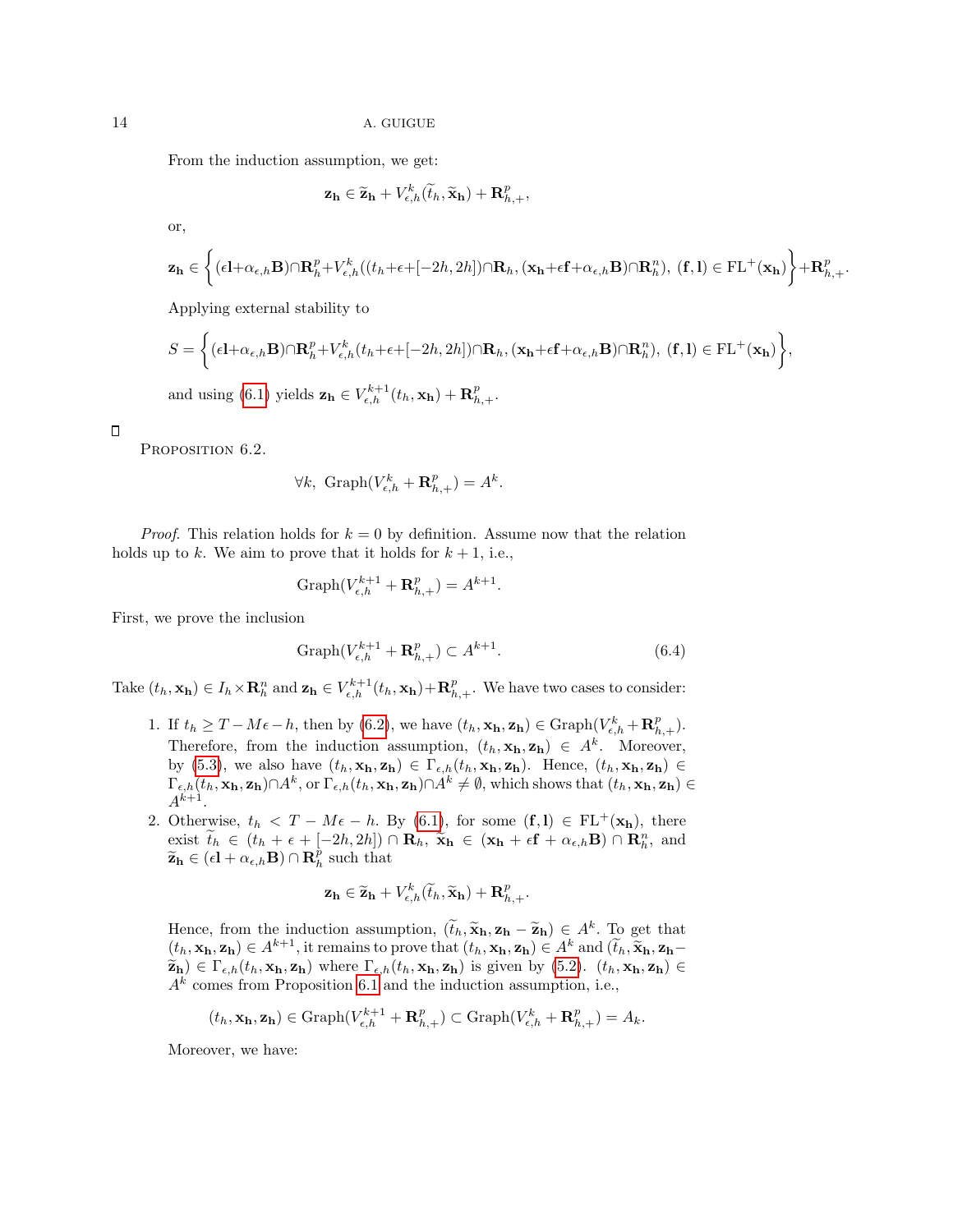From the induction assumption, we get:

$$\mathbf{z_h} \in \widetilde{\mathbf{z}}_\mathbf{h} + V^k_{\epsilon,h}(\widetilde{t}_h, \widetilde{\mathbf{x}}_\mathbf{h}) + \mathbf{R}^p_{h,+},$$

or,

$$\mathbf{z_h} \in \left\{ (\epsilon\mathbf{l}+\alpha_{\epsilon,h}\mathbf{B})\cap\mathbf{R}^p_h + V^k_{\epsilon,h}((t_h+\epsilon+[-2h,2h])\cap\mathbf{R}_h, (\mathbf{x_h}+\epsilon\mathbf{f}+\alpha_{\epsilon,h}\mathbf{B})\cap\mathbf{R}^n_h),\ (\mathbf{f},\mathbf{l}) \in \mathrm{FL}^+(\mathbf{x_h}) \right\} + \mathbf{R}^p_{h,+}.$$

Applying external stability to

$$S = \left\{ (\epsilon\mathbf{l}+\alpha_{\epsilon,h}\mathbf{B})\cap\mathbf{R}^p_h + V^k_{\epsilon,h}(t_h+\epsilon+[-2h,2h])\cap\mathbf{R}_h, (\mathbf{x_h}+\epsilon\mathbf{f}+\alpha_{\epsilon,h}\mathbf{B})\cap\mathbf{R}^n_h),\ (\mathbf{f},\mathbf{l}) \in \mathrm{FL}^+(\mathbf{x_h}) \right\},$$

and using (6.1) yields $\mathbf{z_h} \in V^{k+1}_{\epsilon,h}(t_h, \mathbf{x_h}) + \mathbf{R}^p_{h,+}$.

□

PROPOSITION 6.2.

$$\forall k,\ \mathrm{Graph}(V^k_{\epsilon,h} + \mathbf{R}^p_{h,+}) = A^k.$$

*Proof.* This relation holds for $k = 0$ by definition. Assume now that the relation holds up to $k$. We aim to prove that it holds for $k + 1$, i.e.,

$$\mathrm{Graph}(V^{k+1}_{\epsilon,h} + \mathbf{R}^p_{h,+}) = A^{k+1}.$$

First, we prove the inclusion

$$\mathrm{Graph}(V^{k+1}_{\epsilon,h} + \mathbf{R}^p_{h,+}) \subset A^{k+1}. \tag{6.4}$$

Take $(t_h, \mathbf{x_h}) \in I_h \times \mathbf{R}^n_h$ and $\mathbf{z_h} \in V^{k+1}_{\epsilon,h}(t_h, \mathbf{x_h}) + \mathbf{R}^p_{h,+}$. We have two cases to consider:

1. If $t_h \geq T - M\epsilon - h$, then by (6.2), we have $(t_h, \mathbf{x_h}, \mathbf{z_h}) \in \mathrm{Graph}(V^k_{\epsilon,h} + \mathbf{R}^p_{h,+})$. Therefore, from the induction assumption, $(t_h, \mathbf{x_h}, \mathbf{z_h}) \in A^k$. Moreover, by (5.3), we also have $(t_h, \mathbf{x_h}, \mathbf{z_h}) \in \Gamma_{\epsilon,h}(t_h, \mathbf{x_h}, \mathbf{z_h})$. Hence, $(t_h, \mathbf{x_h}, \mathbf{z_h}) \in \Gamma_{\epsilon,h}(t_h, \mathbf{x_h}, \mathbf{z_h}) \cap A^k$, or $\Gamma_{\epsilon,h}(t_h, \mathbf{x_h}, \mathbf{z_h}) \cap A^k \neq \emptyset$, which shows that $(t_h, \mathbf{x_h}, \mathbf{z_h}) \in A^{k+1}$.
2. Otherwise, $t_h < T - M\epsilon - h$. By (6.1), for some $(\mathbf{f}, \mathbf{l}) \in \mathrm{FL}^+(\mathbf{x_h})$, there exist $\widetilde{t}_h \in (t_h + \epsilon + [-2h, 2h]) \cap \mathbf{R}_h$, $\widetilde{\mathbf{x}}_\mathbf{h} \in (\mathbf{x_h} + \epsilon\mathbf{f} + \alpha_{\epsilon,h}\mathbf{B}) \cap \mathbf{R}^n_h$, and $\widetilde{\mathbf{z}}_\mathbf{h} \in (\epsilon\mathbf{l} + \alpha_{\epsilon,h}\mathbf{B}) \cap \mathbf{R}^p_h$ such that

$$\mathbf{z_h} \in \widetilde{\mathbf{z}}_\mathbf{h} + V^k_{\epsilon,h}(\widetilde{t}_h, \widetilde{\mathbf{x}}_\mathbf{h}) + \mathbf{R}^p_{h,+}.$$

Hence, from the induction assumption, $(\widetilde{t}_h, \widetilde{\mathbf{x}}_\mathbf{h}, \mathbf{z_h} - \widetilde{\mathbf{z}}_\mathbf{h}) \in A^k$. To get that $(t_h, \mathbf{x_h}, \mathbf{z_h}) \in A^{k+1}$, it remains to prove that $(t_h, \mathbf{x_h}, \mathbf{z_h}) \in A^k$ and $(\widetilde{t}_h, \widetilde{\mathbf{x}}_\mathbf{h}, \mathbf{z_h} - \widetilde{\mathbf{z}}_\mathbf{h}) \in \Gamma_{\epsilon,h}(t_h, \mathbf{x_h}, \mathbf{z_h})$ where $\Gamma_{\epsilon,h}(t_h, \mathbf{x_h}, \mathbf{z_h})$ is given by (5.2). $(t_h, \mathbf{x_h}, \mathbf{z_h}) \in A^k$ comes from Proposition 6.1 and the induction assumption, i.e.,

$$(t_h, \mathbf{x_h}, \mathbf{z_h}) \in \mathrm{Graph}(V^{k+1}_{\epsilon,h} + \mathbf{R}^p_{h,+}) \subset \mathrm{Graph}(V^k_{\epsilon,h} + \mathbf{R}^p_{h,+}) = A_k.$$

Moreover, we have: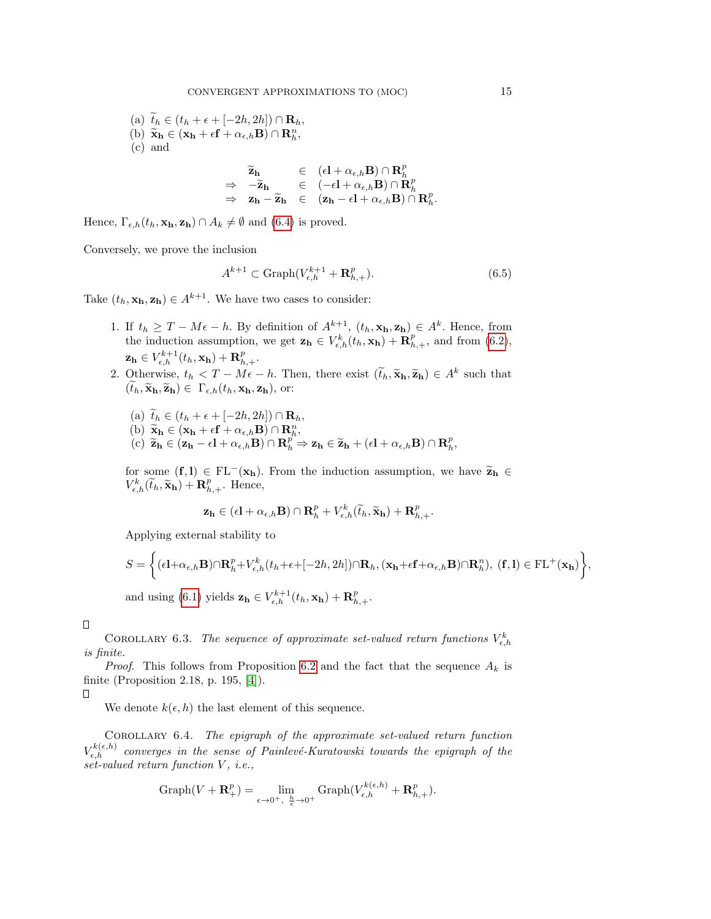(a) $\widetilde{t}_h \in (t_h + \epsilon + [-2h, 2h]) \cap \mathbf{R}_h$,
(b) $\widetilde{\mathbf{x}}_\mathbf{h} \in (\mathbf{x_h} + \epsilon \mathbf{f} + \alpha_{\epsilon,h}\mathbf{B}) \cap \mathbf{R}_h^n$,
(c) and

$$\begin{array}{rcl} \widetilde{\mathbf{z}}_\mathbf{h} & \in & (\epsilon \mathbf{l} + \alpha_{\epsilon,h}\mathbf{B}) \cap \mathbf{R}_h^p \\ \Rightarrow \quad -\widetilde{\mathbf{z}}_\mathbf{h} & \in & (-\epsilon \mathbf{l} + \alpha_{\epsilon,h}\mathbf{B}) \cap \mathbf{R}_h^p \\ \Rightarrow \quad \mathbf{z_h} - \widetilde{\mathbf{z}}_\mathbf{h} & \in & (\mathbf{z_h} - \epsilon \mathbf{l} + \alpha_{\epsilon,h}\mathbf{B}) \cap \mathbf{R}_h^p. \end{array}$$

Hence, $\Gamma_{\epsilon,h}(t_h, \mathbf{x_h}, \mathbf{z_h}) \cap A_k \neq \emptyset$ and (6.4) is proved.

Conversely, we prove the inclusion

$$A^{k+1} \subset \mathrm{Graph}(V_{\epsilon,h}^{k+1} + \mathbf{R}_{h,+}^p). \tag{6.5}$$

Take $(t_h, \mathbf{x_h}, \mathbf{z_h}) \in A^{k+1}$. We have two cases to consider:

1. If $t_h \geq T - M\epsilon - h$. By definition of $A^{k+1}$, $(t_h, \mathbf{x_h}, \mathbf{z_h}) \in A^k$. Hence, from the induction assumption, we get $\mathbf{z_h} \in V_{\epsilon,h}^k(t_h, \mathbf{x_h}) + \mathbf{R}_{h,+}^p$, and from (6.2), $\mathbf{z_h} \in V_{\epsilon,h}^{k+1}(t_h, \mathbf{x_h}) + \mathbf{R}_{h,+}^p$.
2. Otherwise, $t_h < T - M\epsilon - h$. Then, there exist $(\widetilde{t}_h, \widetilde{\mathbf{x}}_\mathbf{h}, \widetilde{\mathbf{z}}_\mathbf{h}) \in A^k$ such that $(\widetilde{t}_h, \widetilde{\mathbf{x}}_\mathbf{h}, \widetilde{\mathbf{z}}_\mathbf{h}) \in \ \Gamma_{\epsilon,h}(t_h, \mathbf{x_h}, \mathbf{z_h})$, or:

   (a) $\widetilde{t}_h \in (t_h + \epsilon + [-2h, 2h]) \cap \mathbf{R}_h$,
   (b) $\widetilde{\mathbf{x}}_\mathbf{h} \in (\mathbf{x_h} + \epsilon \mathbf{f} + \alpha_{\epsilon,h}\mathbf{B}) \cap \mathbf{R}_h^n$,
   (c) $\widetilde{\mathbf{z}}_\mathbf{h} \in (\mathbf{z_h} - \epsilon \mathbf{l} + \alpha_{\epsilon,h}\mathbf{B}) \cap \mathbf{R}_h^p \Rightarrow \mathbf{z_h} \in \widetilde{\mathbf{z}}_\mathbf{h} + (\epsilon \mathbf{l} + \alpha_{\epsilon,h}\mathbf{B}) \cap \mathbf{R}_h^p$,

   for some $(\mathbf{f}, \mathbf{l}) \in \mathrm{FL}^-(\mathbf{x_h})$. From the induction assumption, we have $\widetilde{\mathbf{z}}_\mathbf{h} \in V_{\epsilon,h}^k(\widetilde{t}_h, \widetilde{\mathbf{x}}_\mathbf{h}) + \mathbf{R}_{h,+}^p$. Hence,

   $$\mathbf{z_h} \in (\epsilon \mathbf{l} + \alpha_{\epsilon,h}\mathbf{B}) \cap \mathbf{R}_h^p + V_{\epsilon,h}^k(\widetilde{t}_h, \widetilde{\mathbf{x}}_\mathbf{h}) + \mathbf{R}_{h,+}^p.$$

   Applying external stability to

   $$S = \left\{ (\epsilon \mathbf{l} + \alpha_{\epsilon,h}\mathbf{B}) \cap \mathbf{R}_h^p + V_{\epsilon,h}^k(t_h + \epsilon + [-2h, 2h]) \cap \mathbf{R}_h, (\mathbf{x_h} + \epsilon \mathbf{f} + \alpha_{\epsilon,h}\mathbf{B}) \cap \mathbf{R}_h^n),\ (\mathbf{f}, \mathbf{l}) \in \mathrm{FL}^+(\mathbf{x_h}) \right\},$$

   and using (6.1) yields $\mathbf{z_h} \in V_{\epsilon,h}^{k+1}(t_h, \mathbf{x_h}) + \mathbf{R}_{h,+}^p$.

□

COROLLARY 6.3. *The sequence of approximate set-valued return functions $V_{\epsilon,h}^k$ is finite.*

*Proof.* This follows from Proposition 6.2 and the fact that the sequence $A_k$ is finite (Proposition 2.18, p. 195, [4]).
□

We denote $k(\epsilon, h)$ the last element of this sequence.

COROLLARY 6.4. *The epigraph of the approximate set-valued return function $V_{\epsilon,h}^{k(\epsilon,h)}$ converges in the sense of Painlevé-Kuratowski towards the epigraph of the set-valued return function $V$, i.e.,*

$$\mathrm{Graph}(V + \mathbf{R}_+^p) = \lim_{\epsilon \to 0^+,\ \frac{h}{\epsilon} \to 0^+} \mathrm{Graph}(V_{\epsilon,h}^{k(\epsilon,h)} + \mathbf{R}_{h,+}^p).$$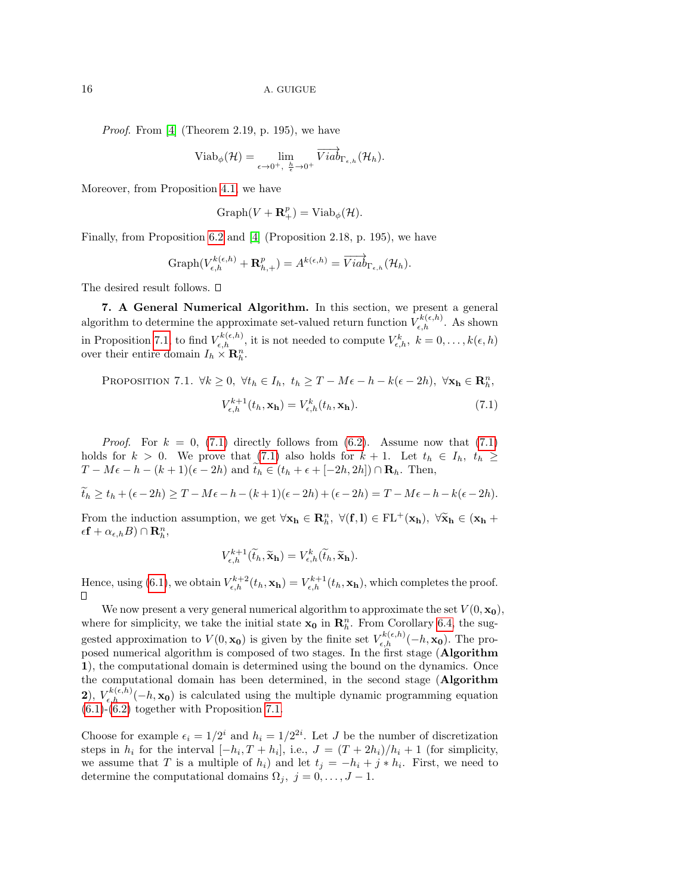*Proof.* From [4] (Theorem 2.19, p. 195), we have

$$\mathrm{Viab}_\phi(\mathcal{H}) = \lim_{\epsilon\to 0^+,\ \frac{h}{\epsilon}\to 0^+} \overrightarrow{Viab}_{\Gamma_{\epsilon,h}}(\mathcal{H}_h).$$

Moreover, from Proposition 4.1, we have

$$\mathrm{Graph}(V + \mathbf{R}^p_+) = \mathrm{Viab}_\phi(\mathcal{H}).$$

Finally, from Proposition 6.2 and [4] (Proposition 2.18, p. 195), we have

$$\mathrm{Graph}(V^{k(\epsilon,h)}_{\epsilon,h} + \mathbf{R}^p_{h,+}) = A^{k(\epsilon,h)} = \overrightarrow{Viab}_{\Gamma_{\epsilon,h}}(\mathcal{H}_h).$$

The desired result follows. □

**7. A General Numerical Algorithm.** In this section, we present a general algorithm to determine the approximate set-valued return function $V^{k(\epsilon,h)}_{\epsilon,h}$. As shown in Proposition 7.1, to find $V^{k(\epsilon,h)}_{\epsilon,h}$, it is not needed to compute $V^k_{\epsilon,h},\ k = 0,\ldots,k(\epsilon,h)$ over their entire domain $I_h \times \mathbf{R}^n_h$.

PROPOSITION 7.1. $\forall k \geq 0,\ \forall t_h \in I_h,\ t_h \geq T - M\epsilon - h - k(\epsilon - 2h),\ \forall \mathbf{x_h} \in \mathbf{R}^n_h$,

$$V^{k+1}_{\epsilon,h}(t_h, \mathbf{x_h}) = V^k_{\epsilon,h}(t_h, \mathbf{x_h}). \tag{7.1}$$

*Proof.* For $k = 0$, (7.1) directly follows from (6.2). Assume now that (7.1) holds for $k > 0$. We prove that (7.1) also holds for $k+1$. Let $t_h \in I_h,\ t_h \geq T - M\epsilon - h - (k+1)(\epsilon - 2h)$ and $\widetilde{t}_h \in (t_h + \epsilon + [-2h, 2h]) \cap \mathbf{R}_h$. Then,

$$\widetilde{t}_h \geq t_h + (\epsilon - 2h) \geq T - M\epsilon - h - (k+1)(\epsilon-2h) + (\epsilon - 2h) = T - M\epsilon - h - k(\epsilon - 2h).$$

From the induction assumption, we get $\forall \mathbf{x_h} \in \mathbf{R}^n_h,\ \forall (\mathbf{f}, \mathbf{l}) \in \mathrm{FL}^+(\mathbf{x_h}),\ \forall \widetilde{\mathbf{x}}_\mathbf{h} \in (\mathbf{x_h} + \epsilon \mathbf{f} + \alpha_{\epsilon,h} B) \cap \mathbf{R}^n_h$,

$$V^{k+1}_{\epsilon,h}(\widetilde{t}_h, \widetilde{\mathbf{x}}_\mathbf{h}) = V^k_{\epsilon,h}(\widetilde{t}_h, \widetilde{\mathbf{x}}_\mathbf{h}).$$

Hence, using (6.1), we obtain $V^{k+2}_{\epsilon,h}(t_h, \mathbf{x_h}) = V^{k+1}_{\epsilon,h}(t_h, \mathbf{x_h})$, which completes the proof. □

We now present a very general numerical algorithm to approximate the set $V(0, \mathbf{x_0})$, where for simplicity, we take the initial state $\mathbf{x_0}$ in $\mathbf{R}^n_h$. From Corollary 6.4, the suggested approximation to $V(0, \mathbf{x_0})$ is given by the finite set $V^{k(\epsilon,h)}_{\epsilon,h}(-h, \mathbf{x_0})$. The proposed numerical algorithm is composed of two stages. In the first stage (**Algorithm 1**), the computational domain is determined using the bound on the dynamics. Once the computational domain has been determined, in the second stage (**Algorithm 2**), $V^{k(\epsilon,h)}_{\epsilon,h}(-h, \mathbf{x_0})$ is calculated using the multiple dynamic programming equation (6.1)-(6.2) together with Proposition 7.1.

Choose for example $\epsilon_i = 1/2^i$ and $h_i = 1/2^{2i}$. Let $J$ be the number of discretization steps in $h_i$ for the interval $[-h_i, T + h_i]$, i.e., $J = (T + 2h_i)/h_i + 1$ (for simplicity, we assume that $T$ is a multiple of $h_i$) and let $t_j = -h_i + j * h_i$. First, we need to determine the computational domains $\Omega_j,\ j = 0,\ldots,J-1$.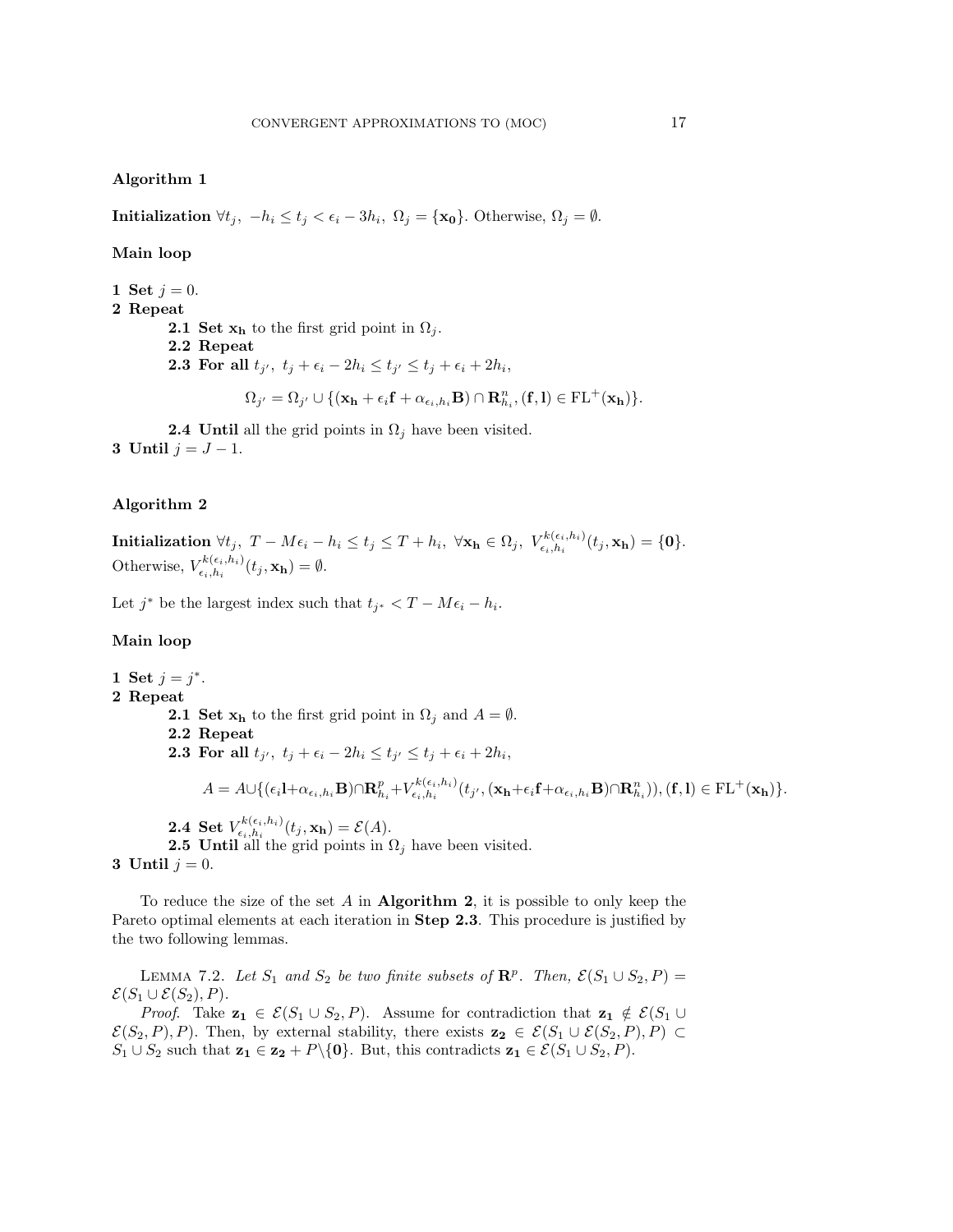**Algorithm 1**

**Initialization** $\forall t_j,\ -h_i \le t_j < \epsilon_i - 3h_i,\ \Omega_j = \{\mathbf{x_0}\}$. Otherwise, $\Omega_j = \emptyset$.

**Main loop**

**1 Set** $j = 0$.
**2 Repeat**
  **2.1 Set** $\mathbf{x_h}$ to the first grid point in $\Omega_j$.
  **2.2 Repeat**
  **2.3 For all** $t_{j'},\ t_j + \epsilon_i - 2h_i \le t_{j'} \le t_j + \epsilon_i + 2h_i$,

$$\Omega_{j'} = \Omega_{j'} \cup \{(\mathbf{x_h} + \epsilon_i \mathbf{f} + \alpha_{\epsilon_i,h_i}\mathbf{B}) \cap \mathbf{R}^n_{h_i}, (\mathbf{f}, \mathbf{l}) \in \mathrm{FL}^+(\mathbf{x_h})\}.$$

  **2.4 Until** all the grid points in $\Omega_j$ have been visited.
**3 Until** $j = J - 1$.

**Algorithm 2**

**Initialization** $\forall t_j,\ T - M\epsilon_i - h_i \le t_j \le T + h_i,\ \forall \mathbf{x_h} \in \Omega_j,\ V^{k(\epsilon_i,h_i)}_{\epsilon_i,h_i}(t_j, \mathbf{x_h}) = \{\mathbf{0}\}$. Otherwise, $V^{k(\epsilon_i,h_i)}_{\epsilon_i,h_i}(t_j, \mathbf{x_h}) = \emptyset$.

Let $j^*$ be the largest index such that $t_{j^*} < T - M\epsilon_i - h_i$.

**Main loop**

**1 Set** $j = j^*$.
**2 Repeat**
  **2.1 Set** $\mathbf{x_h}$ to the first grid point in $\Omega_j$ and $A = \emptyset$.
  **2.2 Repeat**
  **2.3 For all** $t_{j'},\ t_j + \epsilon_i - 2h_i \le t_{j'} \le t_j + \epsilon_i + 2h_i$,

$$A = A \cup \{(\epsilon_i \mathbf{l} + \alpha_{\epsilon_i,h_i}\mathbf{B}) \cap \mathbf{R}^p_{h_i} + V^{k(\epsilon_i,h_i)}_{\epsilon_i,h_i}(t_{j'}, (\mathbf{x_h} + \epsilon_i \mathbf{f} + \alpha_{\epsilon_i,h_i}\mathbf{B}) \cap \mathbf{R}^n_{h_i})), (\mathbf{f}, \mathbf{l}) \in \mathrm{FL}^+(\mathbf{x_h})\}.$$

  **2.4 Set** $V^{k(\epsilon_i,h_i)}_{\epsilon_i,h_i}(t_j, \mathbf{x_h}) = \mathcal{E}(A)$.
  **2.5 Until** all the grid points in $\Omega_j$ have been visited.
**3 Until** $j = 0$.

To reduce the size of the set $A$ in **Algorithm 2**, it is possible to only keep the Pareto optimal elements at each iteration in **Step 2.3**. This procedure is justified by the two following lemmas.

Lemma 7.2. *Let $S_1$ and $S_2$ be two finite subsets of $\mathbf{R}^p$. Then, $\mathcal{E}(S_1 \cup S_2, P) = \mathcal{E}(S_1 \cup \mathcal{E}(S_2), P)$.*

*Proof.* Take $\mathbf{z_1} \in \mathcal{E}(S_1 \cup S_2, P)$. Assume for contradiction that $\mathbf{z_1} \notin \mathcal{E}(S_1 \cup \mathcal{E}(S_2, P), P)$. Then, by external stability, there exists $\mathbf{z_2} \in \mathcal{E}(S_1 \cup \mathcal{E}(S_2, P), P) \subset S_1 \cup S_2$ such that $\mathbf{z_1} \in \mathbf{z_2} + P \backslash \{\mathbf{0}\}$. But, this contradicts $\mathbf{z_1} \in \mathcal{E}(S_1 \cup S_2, P)$.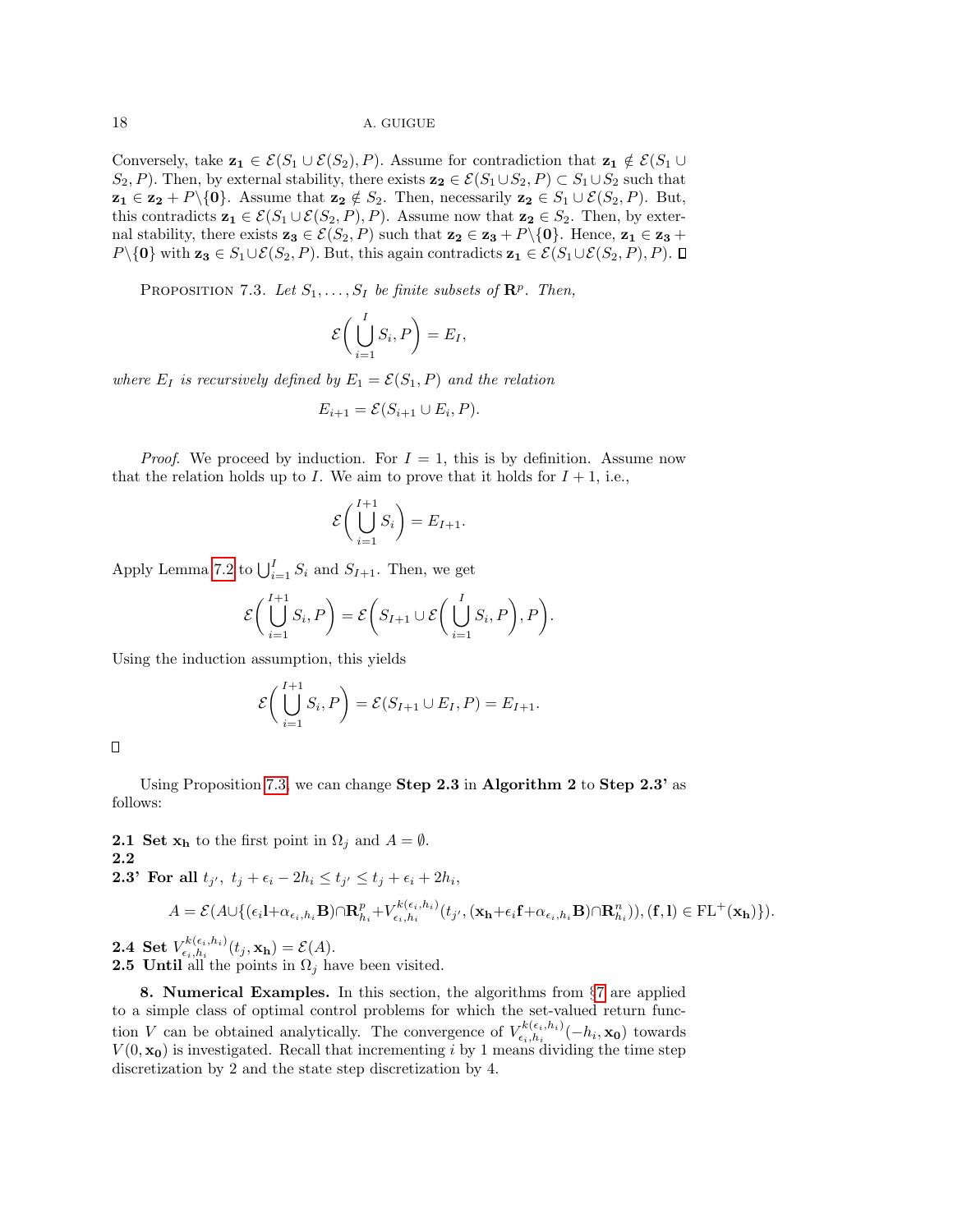Conversely, take $\mathbf{z_1} \in \mathcal{E}(S_1 \cup \mathcal{E}(S_2), P)$. Assume for contradiction that $\mathbf{z_1} \notin \mathcal{E}(S_1 \cup S_2, P)$. Then, by external stability, there exists $\mathbf{z_2} \in \mathcal{E}(S_1 \cup S_2, P) \subset S_1 \cup S_2$ such that $\mathbf{z_1} \in \mathbf{z_2} + P\backslash\{\mathbf{0}\}$. Assume that $\mathbf{z_2} \notin S_2$. Then, necessarily $\mathbf{z_2} \in S_1 \cup \mathcal{E}(S_2, P)$. But, this contradicts $\mathbf{z_1} \in \mathcal{E}(S_1 \cup \mathcal{E}(S_2, P), P)$. Assume now that $\mathbf{z_2} \in S_2$. Then, by external stability, there exists $\mathbf{z_3} \in \mathcal{E}(S_2, P)$ such that $\mathbf{z_2} \in \mathbf{z_3} + P\backslash\{\mathbf{0}\}$. Hence, $\mathbf{z_1} \in \mathbf{z_3} + P\backslash\{\mathbf{0}\}$ with $\mathbf{z_3} \in S_1 \cup \mathcal{E}(S_2, P)$. But, this again contradicts $\mathbf{z_1} \in \mathcal{E}(S_1 \cup \mathcal{E}(S_2, P), P)$. ∎

Proposition 7.3. *Let $S_1, \ldots, S_I$ be finite subsets of $\mathbf{R}^p$. Then,*

$$\mathcal{E}\bigg(\bigcup_{i=1}^{I} S_i, P\bigg) = E_I,$$

*where $E_I$ is recursively defined by $E_1 = \mathcal{E}(S_1, P)$ and the relation*

$$E_{i+1} = \mathcal{E}(S_{i+1} \cup E_i, P).$$

*Proof.* We proceed by induction. For $I = 1$, this is by definition. Assume now that the relation holds up to $I$. We aim to prove that it holds for $I + 1$, i.e.,

$$\mathcal{E}\bigg(\bigcup_{i=1}^{I+1} S_i\bigg) = E_{I+1}.$$

Apply Lemma 7.2 to $\bigcup_{i=1}^{I} S_i$ and $S_{I+1}$. Then, we get

$$\mathcal{E}\bigg(\bigcup_{i=1}^{I+1} S_i, P\bigg) = \mathcal{E}\bigg(S_{I+1} \cup \mathcal{E}\bigg(\bigcup_{i=1}^{I} S_i, P\bigg), P\bigg).$$

Using the induction assumption, this yields

$$\mathcal{E}\bigg(\bigcup_{i=1}^{I+1} S_i, P\bigg) = \mathcal{E}(S_{I+1} \cup E_I, P) = E_{I+1}.$$

∎

Using Proposition 7.3, we can change **Step 2.3** in **Algorithm 2** to **Step 2.3'** as follows:

**2.1 Set** $\mathbf{x_h}$ to the first point in $\Omega_j$ and $A = \emptyset$.
**2.2**
**2.3' For all** $t_{j'},\ t_j + \epsilon_i - 2h_i \le t_{j'} \le t_j + \epsilon_i + 2h_i$,

$$A = \mathcal{E}(A \cup \{(\epsilon_i \mathbf{l} + \alpha_{\epsilon_i,h_i}\mathbf{B}) \cap \mathbf{R}^p_{h_i} + V^{k(\epsilon_i,h_i)}_{\epsilon_i,h_i}(t_{j'}, (\mathbf{x_h} + \epsilon_i \mathbf{f} + \alpha_{\epsilon_i,h_i}\mathbf{B}) \cap \mathbf{R}^n_{h_i})), (\mathbf{f}, \mathbf{l}) \in \mathrm{FL}^+(\mathbf{x_h})\}).$$

**2.4 Set** $V^{k(\epsilon_i,h_i)}_{\epsilon_i,h_i}(t_j, \mathbf{x_h}) = \mathcal{E}(A)$.
**2.5 Until** all the points in $\Omega_j$ have been visited.

**8. Numerical Examples.** In this section, the algorithms from §7 are applied to a simple class of optimal control problems for which the set-valued return function $V$ can be obtained analytically. The convergence of $V^{k(\epsilon_i,h_i)}_{\epsilon_i,h_i}(-h_i, \mathbf{x_0})$ towards $V(0, \mathbf{x_0})$ is investigated. Recall that incrementing $i$ by 1 means dividing the time step discretization by 2 and the state step discretization by 4.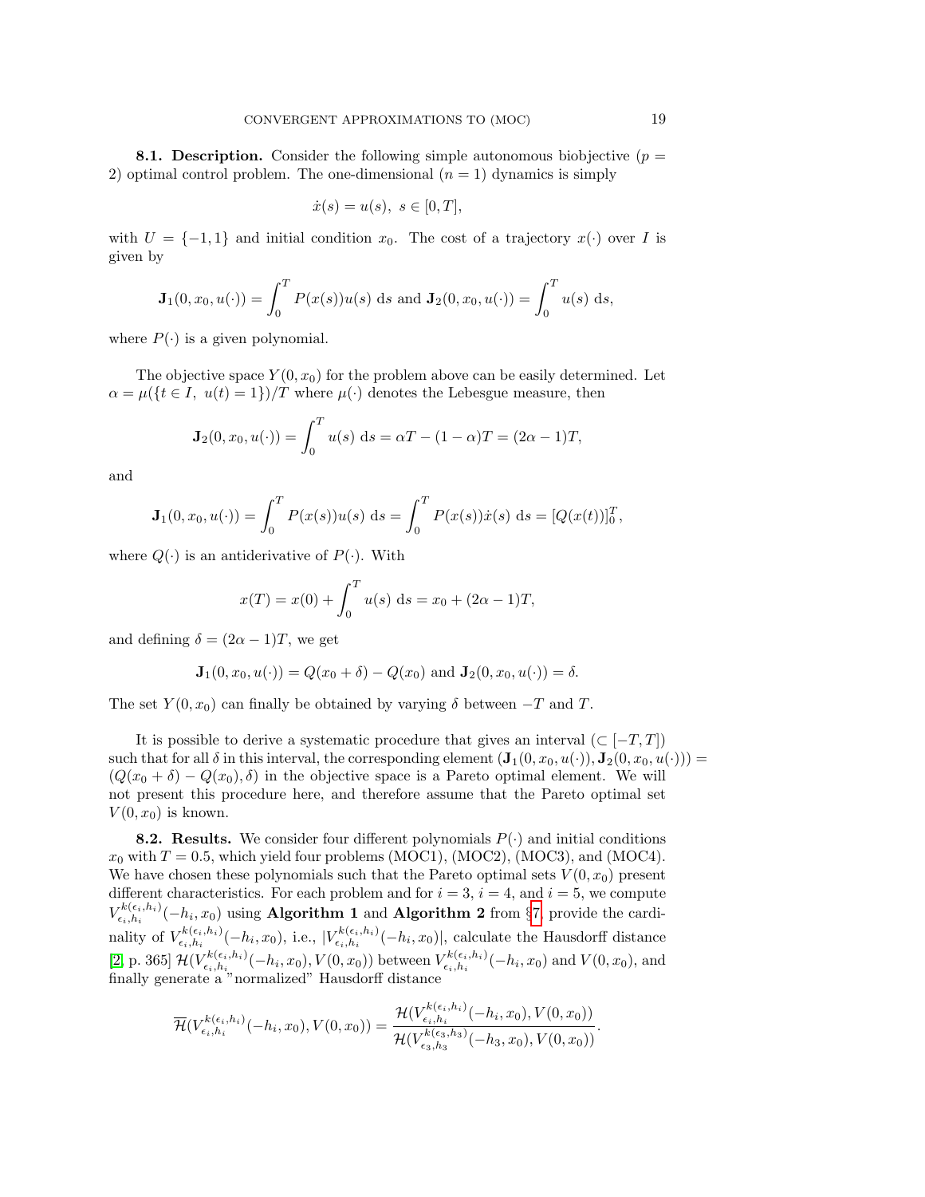**8.1. Description.** Consider the following simple autonomous biobjective ($p = 2$) optimal control problem. The one-dimensional ($n = 1$) dynamics is simply

$$\dot{x}(s) = u(s),\ s \in [0, T],$$

with $U = \{-1, 1\}$ and initial condition $x_0$. The cost of a trajectory $x(\cdot)$ over $I$ is given by

$$\mathbf{J}_1(0, x_0, u(\cdot)) = \int_0^T P(x(s))u(s)\ \mathrm{d}s \text{ and } \mathbf{J}_2(0, x_0, u(\cdot)) = \int_0^T u(s)\ \mathrm{d}s,$$

where $P(\cdot)$ is a given polynomial.

The objective space $Y(0, x_0)$ for the problem above can be easily determined. Let $\alpha = \mu(\{t \in I,\ u(t) = 1\})/T$ where $\mu(\cdot)$ denotes the Lebesgue measure, then

$$\mathbf{J}_2(0, x_0, u(\cdot)) = \int_0^T u(s)\ \mathrm{d}s = \alpha T - (1 - \alpha)T = (2\alpha - 1)T,$$

and

$$\mathbf{J}_1(0, x_0, u(\cdot)) = \int_0^T P(x(s))u(s)\ \mathrm{d}s = \int_0^T P(x(s))\dot{x}(s)\ \mathrm{d}s = [Q(x(t))]_0^T,$$

where $Q(\cdot)$ is an antiderivative of $P(\cdot)$. With

$$x(T) = x(0) + \int_0^T u(s)\ \mathrm{d}s = x_0 + (2\alpha - 1)T,$$

and defining $\delta = (2\alpha - 1)T$, we get

$$\mathbf{J}_1(0, x_0, u(\cdot)) = Q(x_0 + \delta) - Q(x_0) \text{ and } \mathbf{J}_2(0, x_0, u(\cdot)) = \delta.$$

The set $Y(0, x_0)$ can finally be obtained by varying $\delta$ between $-T$ and $T$.

It is possible to derive a systematic procedure that gives an interval ($\subset [-T, T]$) such that for all $\delta$ in this interval, the corresponding element $(\mathbf{J}_1(0, x_0, u(\cdot)), \mathbf{J}_2(0, x_0, u(\cdot))) = (Q(x_0 + \delta) - Q(x_0), \delta)$ in the objective space is a Pareto optimal element. We will not present this procedure here, and therefore assume that the Pareto optimal set $V(0, x_0)$ is known.

**8.2. Results.** We consider four different polynomials $P(\cdot)$ and initial conditions $x_0$ with $T = 0.5$, which yield four problems (MOC1), (MOC2), (MOC3), and (MOC4). We have chosen these polynomials such that the Pareto optimal sets $V(0, x_0)$ present different characteristics. For each problem and for $i = 3$, $i = 4$, and $i = 5$, we compute $V_{\epsilon_i, h_i}^{k(\epsilon_i, h_i)}(-h_i, x_0)$ using **Algorithm 1** and **Algorithm 2** from §7, provide the cardinality of $V_{\epsilon_i, h_i}^{k(\epsilon_i, h_i)}(-h_i, x_0)$, i.e., $|V_{\epsilon_i, h_i}^{k(\epsilon_i, h_i)}(-h_i, x_0)|$, calculate the Hausdorff distance [2, p. 365] $\mathcal{H}(V_{\epsilon_i, h_i}^{k(\epsilon_i, h_i)}(-h_i, x_0), V(0, x_0))$ between $V_{\epsilon_i, h_i}^{k(\epsilon_i, h_i)}(-h_i, x_0)$ and $V(0, x_0)$, and finally generate a "normalized" Hausdorff distance

$$\overline{\mathcal{H}}(V_{\epsilon_i, h_i}^{k(\epsilon_i, h_i)}(-h_i, x_0), V(0, x_0)) = \frac{\mathcal{H}(V_{\epsilon_i, h_i}^{k(\epsilon_i, h_i)}(-h_i, x_0), V(0, x_0))}{\mathcal{H}(V_{\epsilon_3, h_3}^{k(\epsilon_3, h_3)}(-h_3, x_0), V(0, x_0))}.$$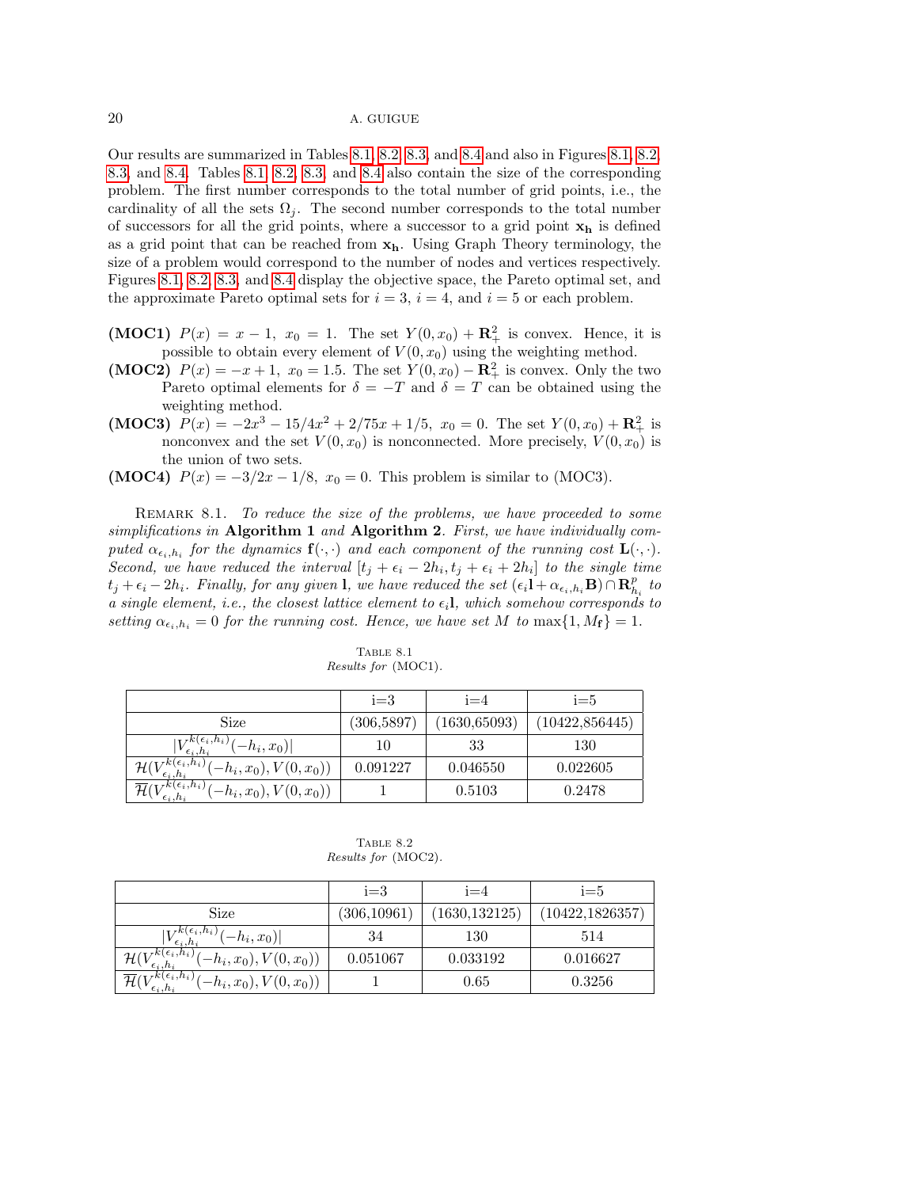Our results are summarized in Tables 8.1, 8.2, 8.3, and 8.4 and also in Figures 8.1, 8.2, 8.3, and 8.4. Tables 8.1, 8.2, 8.3, and 8.4 also contain the size of the corresponding problem. The first number corresponds to the total number of grid points, i.e., the cardinality of all the sets $\Omega_j$. The second number corresponds to the total number of successors for all the grid points, where a successor to a grid point $\mathbf{x_h}$ is defined as a grid point that can be reached from $\mathbf{x_h}$. Using Graph Theory terminology, the size of a problem would correspond to the number of nodes and vertices respectively. Figures 8.1, 8.2, 8.3, and 8.4 display the objective space, the Pareto optimal set, and the approximate Pareto optimal sets for $i = 3$, $i = 4$, and $i = 5$ or each problem.

- **(MOC1)** $P(x) = x - 1,\ x_0 = 1$. The set $Y(0, x_0) + \mathbf{R}^2_+$ is convex. Hence, it is possible to obtain every element of $V(0, x_0)$ using the weighting method.
- **(MOC2)** $P(x) = -x + 1,\ x_0 = 1.5$. The set $Y(0, x_0) - \mathbf{R}^2_+$ is convex. Only the two Pareto optimal elements for $\delta = -T$ and $\delta = T$ can be obtained using the weighting method.
- **(MOC3)** $P(x) = -2x^3 - 15/4x^2 + 2/75x + 1/5,\ x_0 = 0$. The set $Y(0, x_0) + \mathbf{R}^2_+$ is nonconvex and the set $V(0, x_0)$ is nonconnected. More precisely, $V(0, x_0)$ is the union of two sets.
- **(MOC4)** $P(x) = -3/2x - 1/8,\ x_0 = 0$. This problem is similar to (MOC3).

REMARK 8.1. *To reduce the size of the problems, we have proceeded to some simplifications in* **Algorithm 1** *and* **Algorithm 2**. *First, we have individually computed $\alpha_{\epsilon_i,h_i}$ for the dynamics $\mathbf{f}(\cdot,\cdot)$ and each component of the running cost $\mathbf{L}(\cdot,\cdot)$. Second, we have reduced the interval $[t_j + \epsilon_i - 2h_i, t_j + \epsilon_i + 2h_i]$ to the single time $t_j + \epsilon_i - 2h_i$. Finally, for any given $\mathbf{l}$, we have reduced the set $(\epsilon_i\mathbf{l} + \alpha_{\epsilon_i,h_i}\mathbf{B}) \cap \mathbf{R}^p_{h_i}$ to a single element, i.e., the closest lattice element to $\epsilon_i\mathbf{l}$, which somehow corresponds to setting $\alpha_{\epsilon_i,h_i} = 0$ for the running cost. Hence, we have set $M$ to $\max\{1, M_{\mathbf{f}}\} = 1$.*

TABLE 8.1
*Results for* (MOC1).

| | i=3 | i=4 | i=5 |
|---|---|---|---|
| Size | (306,5897) | (1630,65093) | (10422,856445) |
| $\lvert V^{k(\epsilon_i,h_i)}_{\epsilon_i,h_i}(-h_i,x_0)\rvert$ | 10 | 33 | 130 |
| $\mathcal{H}(V^{k(\epsilon_i,h_i)}_{\epsilon_i,h_i}(-h_i,x_0), V(0,x_0))$ | 0.091227 | 0.046550 | 0.022605 |
| $\overline{\mathcal{H}}(V^{k(\epsilon_i,h_i)}_{\epsilon_i,h_i}(-h_i,x_0), V(0,x_0))$ | 1 | 0.5103 | 0.2478 |

TABLE 8.2
*Results for* (MOC2).

| | i=3 | i=4 | i=5 |
|---|---|---|---|
| Size | (306,10961) | (1630,132125) | (10422,1826357) |
| $\lvert V^{k(\epsilon_i,h_i)}_{\epsilon_i,h_i}(-h_i,x_0)\rvert$ | 34 | 130 | 514 |
| $\mathcal{H}(V^{k(\epsilon_i,h_i)}_{\epsilon_i,h_i}(-h_i,x_0), V(0,x_0))$ | 0.051067 | 0.033192 | 0.016627 |
| $\overline{\mathcal{H}}(V^{k(\epsilon_i,h_i)}_{\epsilon_i,h_i}(-h_i,x_0), V(0,x_0))$ | 1 | 0.65 | 0.3256 |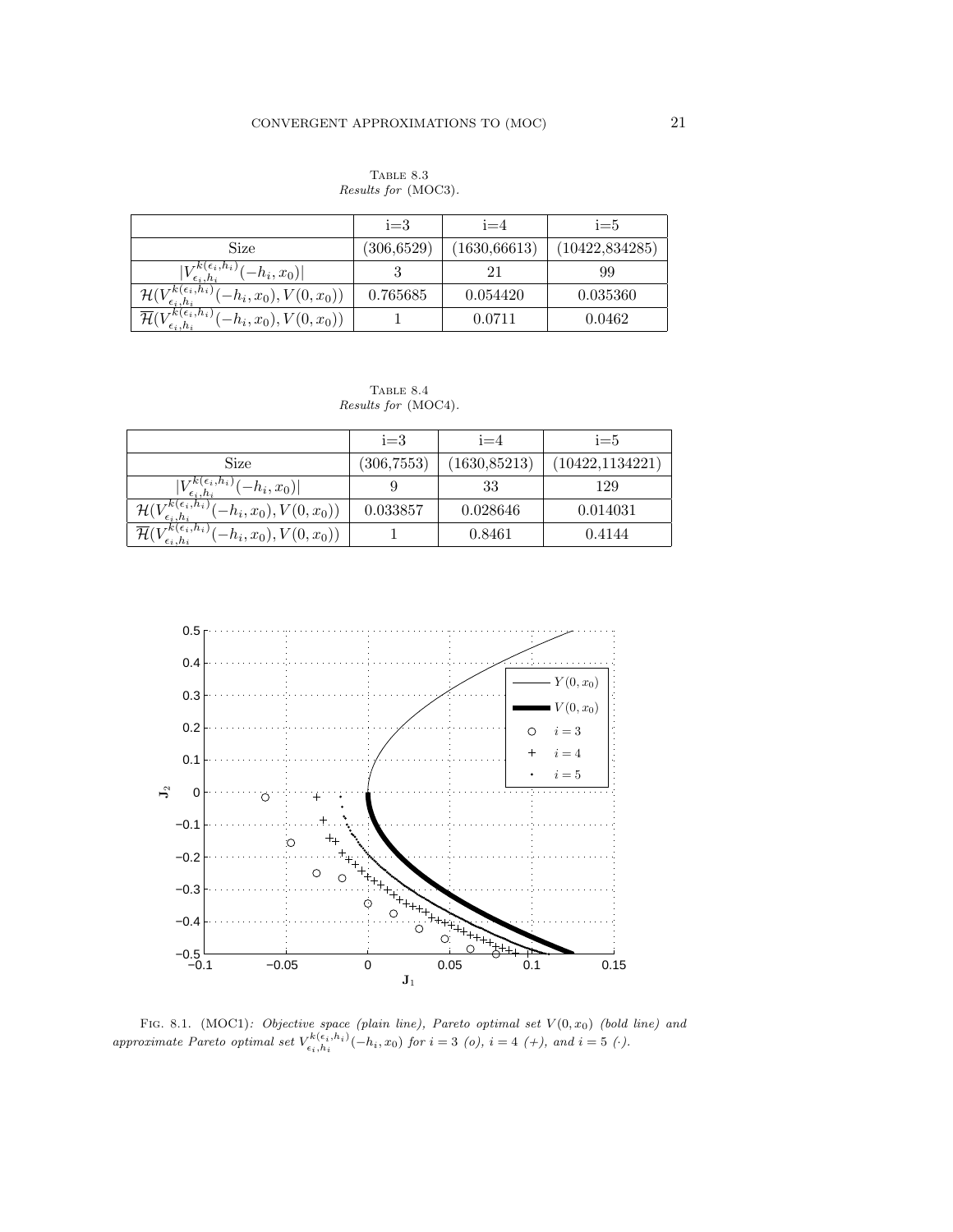Table 8.3
*Results for* (MOC3).

| | i=3 | i=4 | i=5 |
|---|---|---|---|
| Size | (306,6529) | (1630,66613) | (10422,834285) |
| $\lvert V^{k(\epsilon_i,h_i)}_{\epsilon_i,h_i}(-h_i,x_0)\rvert$ | 3 | 21 | 99 |
| $\mathcal{H}(V^{k(\epsilon_i,h_i)}_{\epsilon_i,h_i}(-h_i,x_0),V(0,x_0))$ | 0.765685 | 0.054420 | 0.035360 |
| $\overline{\mathcal{H}}(V^{k(\epsilon_i,h_i)}_{\epsilon_i,h_i}(-h_i,x_0),V(0,x_0))$ | 1 | 0.0711 | 0.0462 |

Table 8.4
*Results for* (MOC4).

| | i=3 | i=4 | i=5 |
|---|---|---|---|
| Size | (306,7553) | (1630,85213) | (10422,1134221) |
| $\lvert V^{k(\epsilon_i,h_i)}_{\epsilon_i,h_i}(-h_i,x_0)\rvert$ | 9 | 33 | 129 |
| $\mathcal{H}(V^{k(\epsilon_i,h_i)}_{\epsilon_i,h_i}(-h_i,x_0),V(0,x_0))$ | 0.033857 | 0.028646 | 0.014031 |
| $\overline{\mathcal{H}}(V^{k(\epsilon_i,h_i)}_{\epsilon_i,h_i}(-h_i,x_0),V(0,x_0))$ | 1 | 0.8461 | 0.4144 |

Fig. 8.1. (MOC1)*: Objective space (plain line), Pareto optimal set* $V(0,x_0)$ *(bold line) and approximate Pareto optimal set* $V^{k(\epsilon_i,h_i)}_{\epsilon_i,h_i}(-h_i,x_0)$ *for* $i=3$ *(o),* $i=4$ *(+), and* $i=5$ *(·).*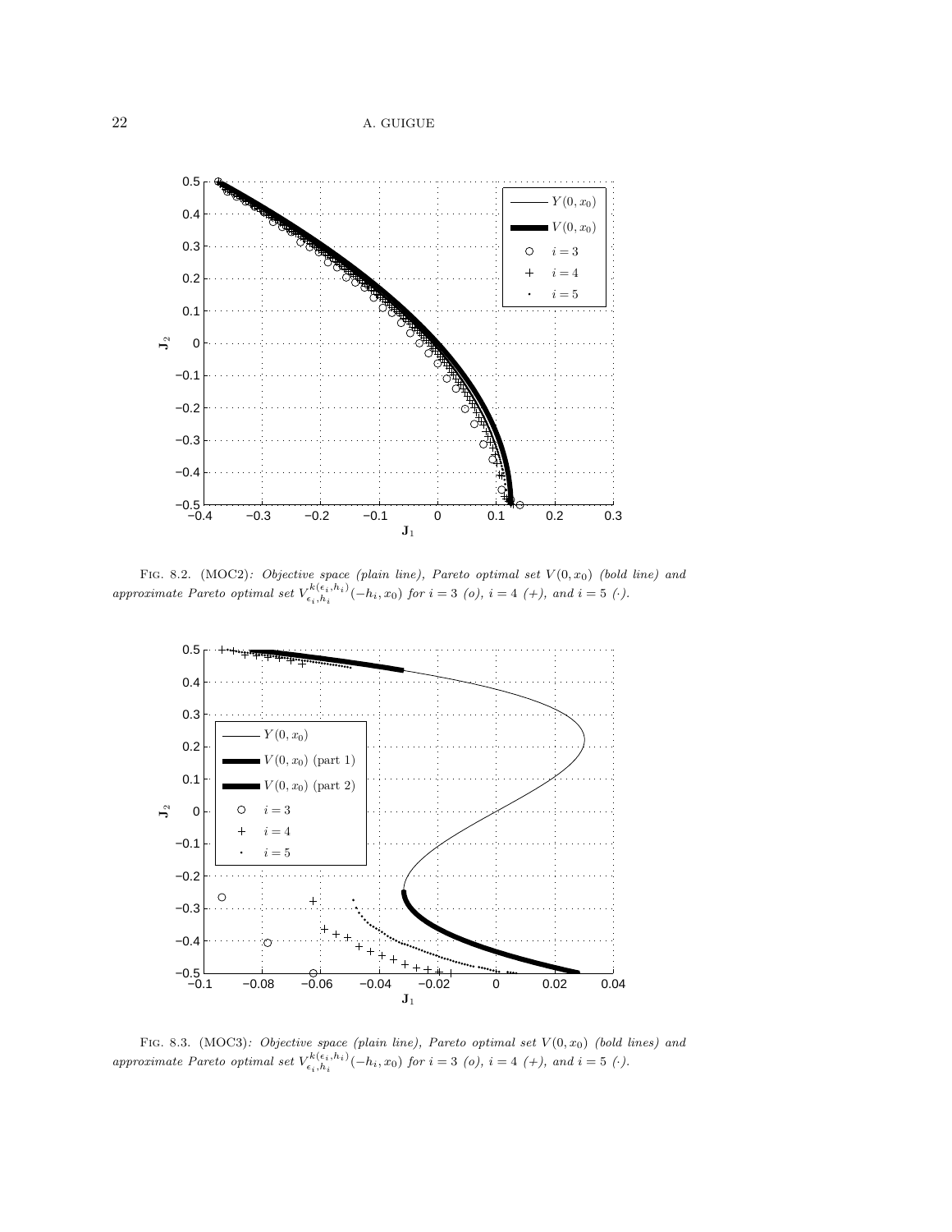Fig. 8.2. (MOC2): *Objective space (plain line), Pareto optimal set $V(0, x_0)$ (bold line) and approximate Pareto optimal set $V^{k(\epsilon_i,h_i)}_{\epsilon_i,h_i}(-h_i, x_0)$ for $i = 3$ (o), $i = 4$ (+), and $i = 5$ ($\cdot$).*

Fig. 8.3. (MOC3): *Objective space (plain line), Pareto optimal set $V(0, x_0)$ (bold lines) and approximate Pareto optimal set $V^{k(\epsilon_i,h_i)}_{\epsilon_i,h_i}(-h_i, x_0)$ for $i = 3$ (o), $i = 4$ (+), and $i = 5$ ($\cdot$).*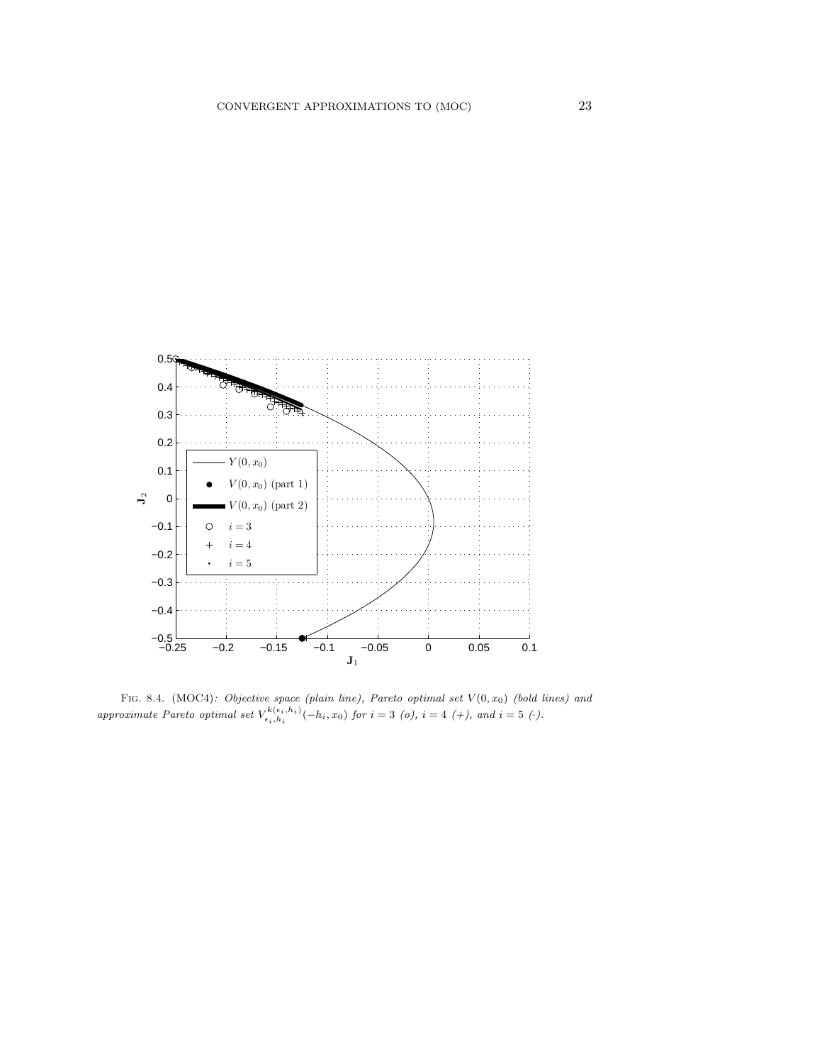Fig. 8.4. (MOC4)*: Objective space (plain line), Pareto optimal set $V(0,x_0)$ (bold lines) and approximate Pareto optimal set $V_{\epsilon_i,h_i}^{k(\epsilon_i,h_i)}(-h_i,x_0)$ for $i=3$ (o), $i=4$ (+), and $i=5$ ($\cdot$).*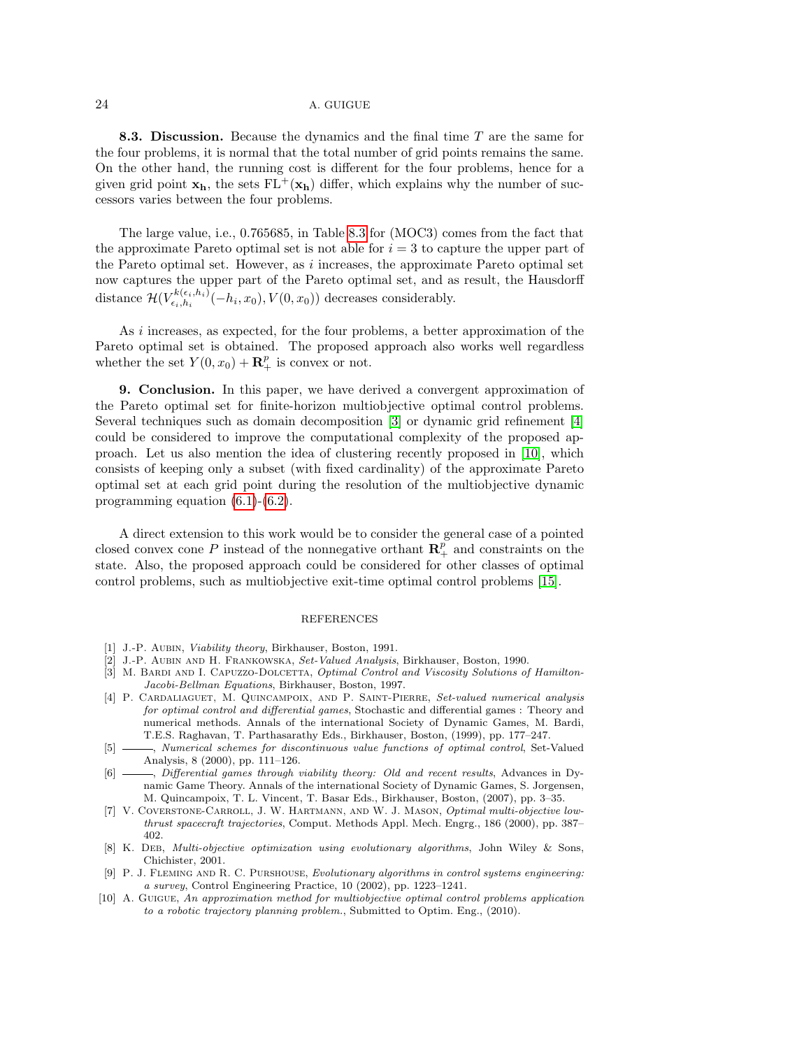**8.3. Discussion.** Because the dynamics and the final time $T$ are the same for the four problems, it is normal that the total number of grid points remains the same. On the other hand, the running cost is different for the four problems, hence for a given grid point $\mathbf{x_h}$, the sets $\mathrm{FL}^+(\mathbf{x_h})$ differ, which explains why the number of successors varies between the four problems.

The large value, i.e., 0.765685, in Table 8.3 for (MOC3) comes from the fact that the approximate Pareto optimal set is not able for $i = 3$ to capture the upper part of the Pareto optimal set. However, as $i$ increases, the approximate Pareto optimal set now captures the upper part of the Pareto optimal set, and as result, the Hausdorff distance $\mathcal{H}(V_{\epsilon_i,h_i}^{k(\epsilon_i,h_i)}(-h_i, x_0), V(0, x_0))$ decreases considerably.

As $i$ increases, as expected, for the four problems, a better approximation of the Pareto optimal set is obtained. The proposed approach also works well regardless whether the set $Y(0, x_0) + \mathbf{R}^p_+$ is convex or not.

**9. Conclusion.** In this paper, we have derived a convergent approximation of the Pareto optimal set for finite-horizon multiobjective optimal control problems. Several techniques such as domain decomposition [3] or dynamic grid refinement [4] could be considered to improve the computational complexity of the proposed approach. Let us also mention the idea of clustering recently proposed in [10], which consists of keeping only a subset (with fixed cardinality) of the approximate Pareto optimal set at each grid point during the resolution of the multiobjective dynamic programming equation (6.1)-(6.2).

A direct extension to this work would be to consider the general case of a pointed closed convex cone $P$ instead of the nonnegative orthant $\mathbf{R}^p_+$ and constraints on the state. Also, the proposed approach could be considered for other classes of optimal control problems, such as multiobjective exit-time optimal control problems [15].

REFERENCES

[1] J.-P. Aubin, *Viability theory*, Birkhauser, Boston, 1991.

[2] J.-P. Aubin and H. Frankowska, *Set-Valued Analysis*, Birkhauser, Boston, 1990.

[3] M. Bardi and I. Capuzzo-Dolcetta, *Optimal Control and Viscosity Solutions of Hamilton-Jacobi-Bellman Equations*, Birkhauser, Boston, 1997.

[4] P. Cardaliaguet, M. Quincampoix, and P. Saint-Pierre, *Set-valued numerical analysis for optimal control and differential games*, Stochastic and differential games : Theory and numerical methods. Annals of the international Society of Dynamic Games, M. Bardi, T.E.S. Raghavan, T. Parthasarathy Eds., Birkhauser, Boston, (1999), pp. 177–247.

[5] ———, *Numerical schemes for discontinuous value functions of optimal control*, Set-Valued Analysis, 8 (2000), pp. 111–126.

[6] ———, *Differential games through viability theory: Old and recent results*, Advances in Dynamic Game Theory. Annals of the international Society of Dynamic Games, S. Jorgensen, M. Quincampoix, T. L. Vincent, T. Basar Eds., Birkhauser, Boston, (2007), pp. 3–35.

[7] V. Coverstone-Carroll, J. W. Hartmann, and W. J. Mason, *Optimal multi-objective low-thrust spacecraft trajectories*, Comput. Methods Appl. Mech. Engrg., 186 (2000), pp. 387–402.

[8] K. Deb, *Multi-objective optimization using evolutionary algorithms*, John Wiley & Sons, Chichister, 2001.

[9] P. J. Fleming and R. C. Purshouse, *Evolutionary algorithms in control systems engineering: a survey*, Control Engineering Practice, 10 (2002), pp. 1223–1241.

[10] A. Guigue, *An approximation method for multiobjective optimal control problems application to a robotic trajectory planning problem.*, Submitted to Optim. Eng., (2010).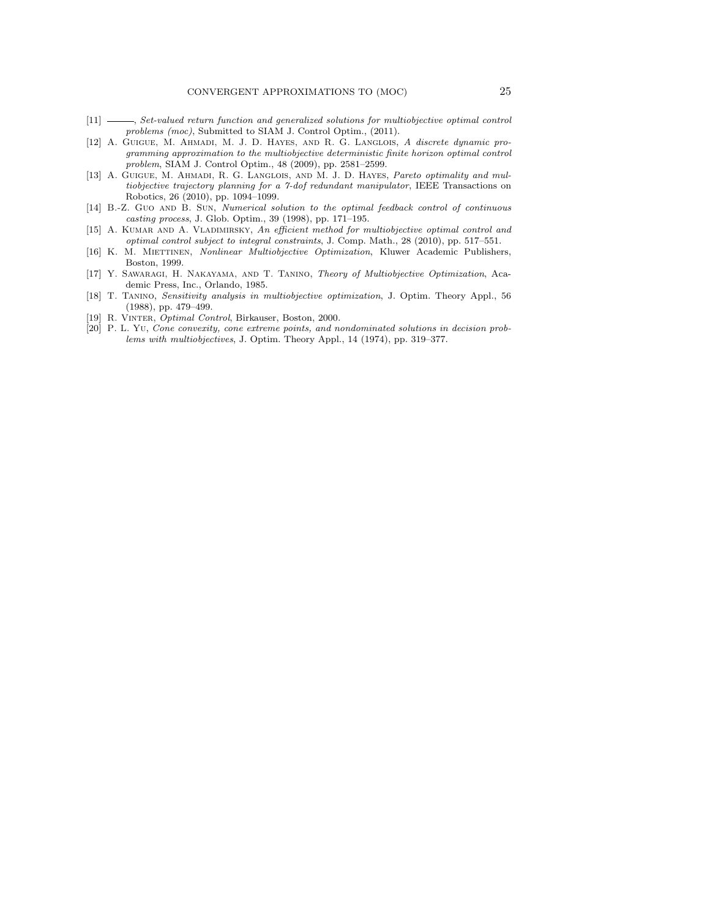[11] ———, *Set-valued return function and generalized solutions for multiobjective optimal control problems (moc)*, Submitted to SIAM J. Control Optim., (2011).

[12] A. Guigue, M. Ahmadi, M. J. D. Hayes, and R. G. Langlois, *A discrete dynamic programming approximation to the multiobjective deterministic finite horizon optimal control problem*, SIAM J. Control Optim., 48 (2009), pp. 2581–2599.

[13] A. Guigue, M. Ahmadi, R. G. Langlois, and M. J. D. Hayes, *Pareto optimality and multiobjective trajectory planning for a 7-dof redundant manipulator*, IEEE Transactions on Robotics, 26 (2010), pp. 1094–1099.

[14] B.-Z. Guo and B. Sun, *Numerical solution to the optimal feedback control of continuous casting process*, J. Glob. Optim., 39 (1998), pp. 171–195.

[15] A. Kumar and A. Vladimirsky, *An efficient method for multiobjective optimal control and optimal control subject to integral constraints*, J. Comp. Math., 28 (2010), pp. 517–551.

[16] K. M. Miettinen, *Nonlinear Multiobjective Optimization*, Kluwer Academic Publishers, Boston, 1999.

[17] Y. Sawaragi, H. Nakayama, and T. Tanino, *Theory of Multiobjective Optimization*, Academic Press, Inc., Orlando, 1985.

[18] T. Tanino, *Sensitivity analysis in multiobjective optimization*, J. Optim. Theory Appl., 56 (1988), pp. 479–499.

[19] R. Vinter, *Optimal Control*, Birkauser, Boston, 2000.

[20] P. L. Yu, *Cone convexity, cone extreme points, and nondominated solutions in decision problems with multiobjectives*, J. Optim. Theory Appl., 14 (1974), pp. 319–377.